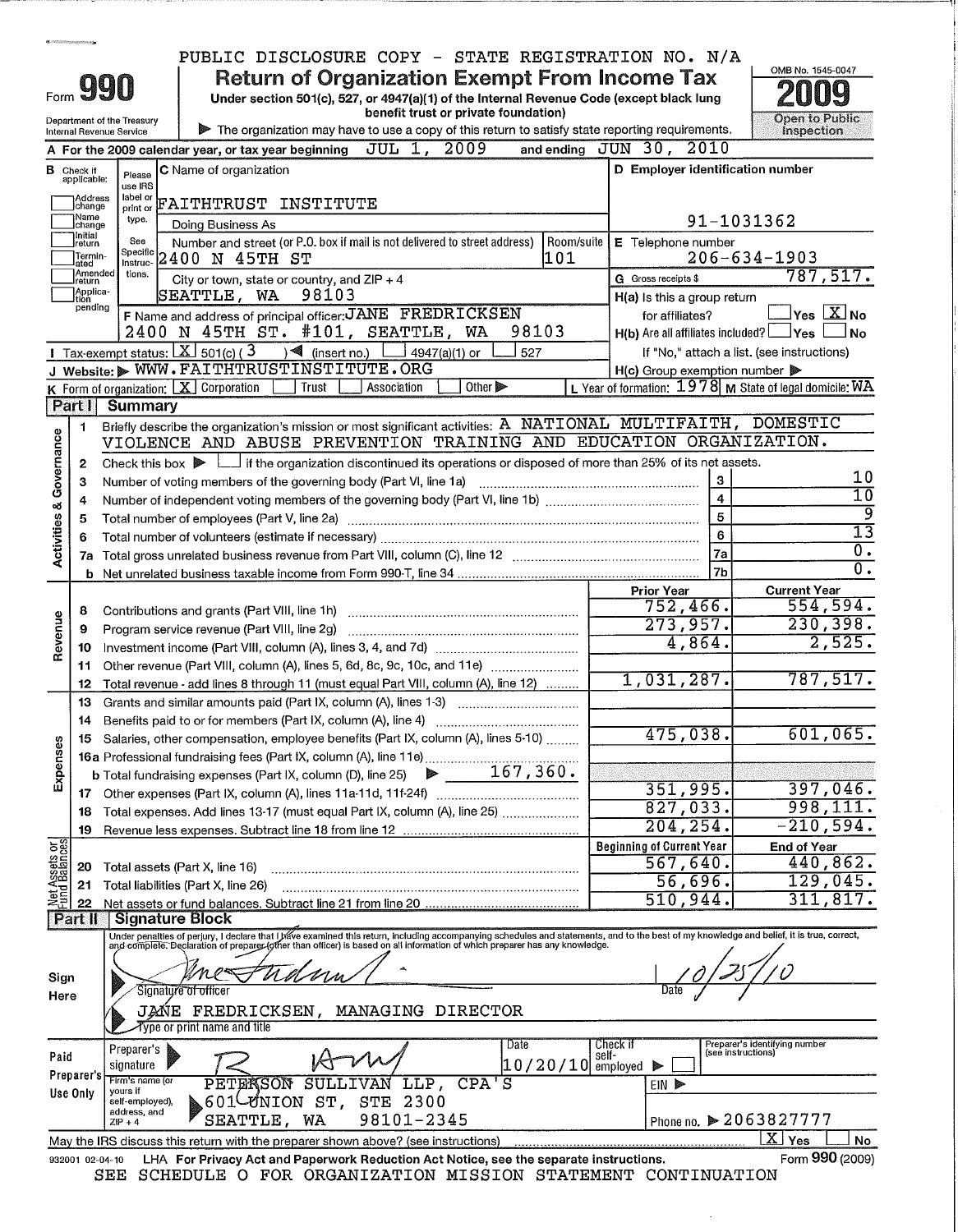PUBLIC DISCLOSURE COPY - STATE REGISTRATION NO. N/A

Form **990** | **Return of Organization Exempt From Income Tax** | OMB No. 1545-0047 | **2009**

Under section 501(c), 527, or 4947(a)(1) of the Internal Revenue Code (except black lung benefit trust or private foundation)

Department of the Treasury Internal Revenue Service ▶ The organization may have to use a copy of this return to satisfy state reporting requirements. **Open to Public Inspection**

**A** For the 2009 calendar year, or tax year beginning JUL 1, 2009 and ending JUN 30, 2010

**B** Check if applicable: Address change, Name change, Initial return, Terminated, Amended return, Application pending

**C** Name of organization: FAITHTRUST INSTITUTE

Doing Business As

Number and street (or P.O. box if mail is not delivered to street address): 2400 N 45TH ST Room/suite: 101

City or town, state or country, and ZIP + 4: SEATTLE, WA 98103

**D** Employer identification number: 91-1031362

**E** Telephone number: 206-634-1903

**G** Gross receipts $ 787,517.

**F** Name and address of principal officer: JANE FREDRICKSEN 2400 N 45TH ST. #101, SEATTLE, WA 98103

H(a) Is this a group return for affiliates? ☐ Yes ☒ No

H(b) Are all affiliates included? ☐ Yes ☐ No If "No," attach a list. (see instructions)

H(c) Group exemption number ▶

**I** Tax-exempt status: ☒ 501(c) ( 3 ) ◀ (insert no.) ☐ 4947(a)(1) or ☐ 527

**J** Website: ▶ WWW.FAITHTRUSTINSTITUTE.ORG

**K** Form of organization: ☒ Corporation ☐ Trust ☐ Association ☐ Other ▶ **L** Year of formation: 1978 **M** State of legal domicile: WA

## Part I Summary

**Activities & Governance**

1. Briefly describe the organization's mission or most significant activities: A NATIONAL MULTIFAITH, DOMESTIC VIOLENCE AND ABUSE PREVENTION TRAINING AND EDUCATION ORGANIZATION.
2. Check this box ▶ ☐ if the organization discontinued its operations or disposed of more than 25% of its net assets.

| | | | |
|---|---|---|---|
| 3 | Number of voting members of the governing body (Part VI, line 1a) | 3 | 10 |
| 4 | Number of independent voting members of the governing body (Part VI, line 1b) | 4 | 10 |
| 5 | Total number of employees (Part V, line 2a) | 5 | 9 |
| 6 | Total number of volunteers (estimate if necessary) | 6 | 13 |
| 7a | Total gross unrelated business revenue from Part VIII, column (C), line 12 | 7a | 0. |
| b | Net unrelated business taxable income from Form 990-T, line 34 | 7b | 0. |

| | | | Prior Year | Current Year |
|---|---|---|---|---|
| **Revenue** | 8 | Contributions and grants (Part VIII, line 1h) | 752,466. | 554,594. |
| | 9 | Program service revenue (Part VIII, line 2g) | 273,957. | 230,398. |
| | 10 | Investment income (Part VIII, column (A), lines 3, 4, and 7d) | 4,864. | 2,525. |
| | 11 | Other revenue (Part VIII, column (A), lines 5, 6d, 8c, 9c, 10c, and 11e) | | |
| | 12 | Total revenue - add lines 8 through 11 (must equal Part VIII, column (A), line 12) | 1,031,287. | 787,517. |
| **Expenses** | 13 | Grants and similar amounts paid (Part IX, column (A), lines 1-3) | | |
| | 14 | Benefits paid to or for members (Part IX, column (A), line 4) | | |
| | 15 | Salaries, other compensation, employee benefits (Part IX, column (A), lines 5-10) | 475,038. | 601,065. |
| | 16a | Professional fundraising fees (Part IX, column (A), line 11e) | | |
| | b | Total fundraising expenses (Part IX, column (D), line 25) ▶ 167,360. | | |
| | 17 | Other expenses (Part IX, column (A), lines 11a-11d, 11f-24f) | 351,995. | 397,046. |
| | 18 | Total expenses. Add lines 13-17 (must equal Part IX, column (A), line 25) | 827,033. | 998,111. |
| | 19 | Revenue less expenses. Subtract line 18 from line 12 | 204,254. | -210,594. |
| | | | **Beginning of Current Year** | **End of Year** |
| **Net Assets or Fund Balances** | 20 | Total assets (Part X, line 16) | 567,640. | 440,862. |
| | 21 | Total liabilities (Part X, line 26) | 56,696. | 129,045. |
| | 22 | Net assets or fund balances. Subtract line 21 from line 20 | 510,944. | 311,817. |

## Part II Signature Block

Under penalties of perjury, I declare that I have examined this return, including accompanying schedules and statements, and to the best of my knowledge and belief, it is true, correct, and complete. Declaration of preparer (other than officer) is based on all information of which preparer has any knowledge.

**Sign Here** Signature of officer — Date 10/25/10

JANE FREDRICKSEN, MANAGING DIRECTOR

Type or print name and title

**Paid Preparer's Use Only**

Preparer's signature — Date 10/20/10 — Check if self-employed ▶ ☐ — Preparer's identifying number (see instructions)

Firm's name (or yours if self-employed), address, and ZIP + 4: PETERSON SULLIVAN LLP, CPA'S 601 UNION ST, STE 2300 SEATTLE, WA 98101-2345

EIN ▶

Phone no. ▶ 2063827777

May the IRS discuss this return with the preparer shown above? (see instructions) ☒ Yes ☐ No

932001 02-04-10 LHA For Privacy Act and Paperwork Reduction Act Notice, see the separate instructions. Form **990** (2009)

SEE SCHEDULE O FOR ORGANIZATION MISSION STATEMENT CONTINUATION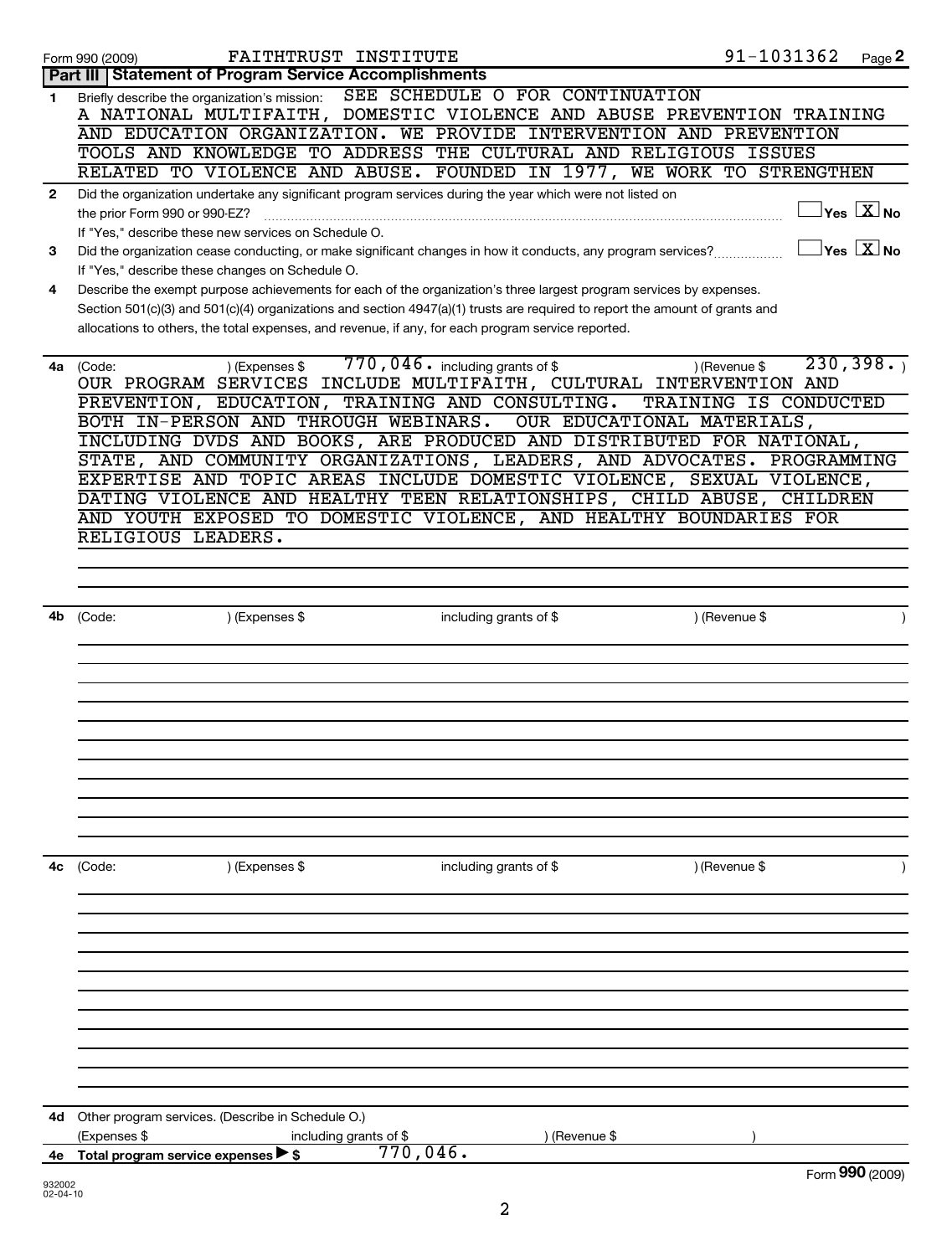Form 990 (2009) FAITHTRUST INSTITUTE 91-1031362

## Part III Statement of Program Service Accomplishments

**1** Briefly describe the organization's mission: SEE SCHEDULE O FOR CONTINUATION

A NATIONAL MULTIFAITH, DOMESTIC VIOLENCE AND ABUSE PREVENTION TRAINING AND EDUCATION ORGANIZATION. WE PROVIDE INTERVENTION AND PREVENTION TOOLS AND KNOWLEDGE TO ADDRESS THE CULTURAL AND RELIGIOUS ISSUES RELATED TO VIOLENCE AND ABUSE. FOUNDED IN 1977, WE WORK TO STRENGTHEN

**2** Did the organization undertake any significant program services during the year which were not listed on the prior Form 990 or 990-EZ? ☐ Yes ☒ No

If "Yes," describe these new services on Schedule O.

**3** Did the organization cease conducting, or make significant changes in how it conducts, any program services? ☐ Yes ☒ No

If "Yes," describe these changes on Schedule O.

**4** Describe the exempt purpose achievements for each of the organization's three largest program services by expenses. Section 501(c)(3) and 501(c)(4) organizations and section 4947(a)(1) trusts are required to report the amount of grants and allocations to others, the total expenses, and revenue, if any, for each program service reported.

**4a** (Code: ) (Expenses $ 770,046. including grants of $ ) (Revenue $ 230,398. )

OUR PROGRAM SERVICES INCLUDE MULTIFAITH, CULTURAL INTERVENTION AND PREVENTION, EDUCATION, TRAINING AND CONSULTING. TRAINING IS CONDUCTED BOTH IN-PERSON AND THROUGH WEBINARS. OUR EDUCATIONAL MATERIALS, INCLUDING DVDS AND BOOKS, ARE PRODUCED AND DISTRIBUTED FOR NATIONAL, STATE, AND COMMUNITY ORGANIZATIONS, LEADERS, AND ADVOCATES. PROGRAMMING EXPERTISE AND TOPIC AREAS INCLUDE DOMESTIC VIOLENCE, SEXUAL VIOLENCE, DATING VIOLENCE AND HEALTHY TEEN RELATIONSHIPS, CHILD ABUSE, CHILDREN AND YOUTH EXPOSED TO DOMESTIC VIOLENCE, AND HEALTHY BOUNDARIES FOR RELIGIOUS LEADERS.

**4b** (Code: ) (Expenses $ including grants of $ ) (Revenue $ )

**4c** (Code: ) (Expenses $ including grants of $ ) (Revenue $ )

**4d** Other program services. (Describe in Schedule O.)

(Expenses $ including grants of $ ) (Revenue $ )

**4e** Total program service expenses ▶ $ 770,046.

Form **990** (2009)

932002 02-04-10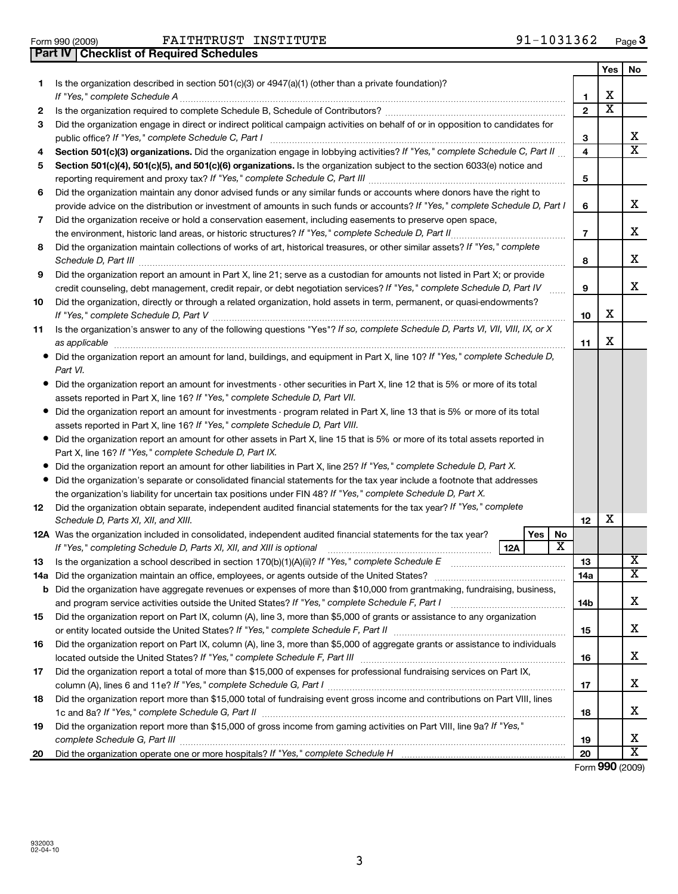Form 990 (2009) FAITHTRUST INSTITUTE 91-1031362

## Part IV | Checklist of Required Schedules

| | | | Yes | No |
|---|---|---|---|---|
| **1** | Is the organization described in section 501(c)(3) or 4947(a)(1) (other than a private foundation)? *If "Yes," complete Schedule A* | **1** | X | |
| **2** | Is the organization required to complete Schedule B, Schedule of Contributors? | **2** | X | |
| **3** | Did the organization engage in direct or indirect political campaign activities on behalf of or in opposition to candidates for public office? *If "Yes," complete Schedule C, Part I* | **3** | | X |
| **4** | **Section 501(c)(3) organizations.** Did the organization engage in lobbying activities? *If "Yes," complete Schedule C, Part II* | **4** | | X |
| **5** | **Section 501(c)(4), 501(c)(5), and 501(c)(6) organizations.** Is the organization subject to the section 6033(e) notice and reporting requirement and proxy tax? *If "Yes," complete Schedule C, Part III* | **5** | | |
| **6** | Did the organization maintain any donor advised funds or any similar funds or accounts where donors have the right to provide advice on the distribution or investment of amounts in such funds or accounts? *If "Yes," complete Schedule D, Part I* | **6** | | X |
| **7** | Did the organization receive or hold a conservation easement, including easements to preserve open space, the environment, historic land areas, or historic structures? *If "Yes," complete Schedule D, Part II* | **7** | | X |
| **8** | Did the organization maintain collections of works of art, historical treasures, or other similar assets? *If "Yes," complete Schedule D, Part III* | **8** | | X |
| **9** | Did the organization report an amount in Part X, line 21; serve as a custodian for amounts not listed in Part X; or provide credit counseling, debt management, credit repair, or debt negotiation services? *If "Yes," complete Schedule D, Part IV* | **9** | | X |
| **10** | Did the organization, directly or through a related organization, hold assets in term, permanent, or quasi-endowments? *If "Yes," complete Schedule D, Part V* | **10** | X | |
| **11** | Is the organization's answer to any of the following questions "Yes"? *If so, complete Schedule D, Parts VI, VII, VIII, IX, or X as applicable* | **11** | X | |
| | • Did the organization report an amount for land, buildings, and equipment in Part X, line 10? *If "Yes," complete Schedule D, Part VI.* | | | |
| | • Did the organization report an amount for investments - other securities in Part X, line 12 that is 5% or more of its total assets reported in Part X, line 16? *If "Yes," complete Schedule D, Part VII.* | | | |
| | • Did the organization report an amount for investments - program related in Part X, line 13 that is 5% or more of its total assets reported in Part X, line 16? *If "Yes," complete Schedule D, Part VIII.* | | | |
| | • Did the organization report an amount for other assets in Part X, line 15 that is 5% or more of its total assets reported in Part X, line 16? *If "Yes," complete Schedule D, Part IX.* | | | |
| | • Did the organization report an amount for other liabilities in Part X, line 25? *If "Yes," complete Schedule D, Part X.* | | | |
| | • Did the organization's separate or consolidated financial statements for the tax year include a footnote that addresses the organization's liability for uncertain tax positions under FIN 48? *If "Yes," complete Schedule D, Part X.* | | | |
| **12** | Did the organization obtain separate, independent audited financial statements for the tax year? *If "Yes," complete Schedule D, Parts XI, XII, and XIII.* | **12** | X | |
| **12A** | Was the organization included in consolidated, independent audited financial statements for the tax year? *If "Yes," completing Schedule D, Parts XI, XII, and XIII is optional* — **12A** Yes: ☐ No: X | | | |
| **13** | Is the organization a school described in section 170(b)(1)(A)(ii)? *If "Yes," complete Schedule E* | **13** | | X |
| **14a** | Did the organization maintain an office, employees, or agents outside of the United States? | **14a** | | X |
| **b** | Did the organization have aggregate revenues or expenses of more than $10,000 from grantmaking, fundraising, business, and program service activities outside the United States? *If "Yes," complete Schedule F, Part I* | **14b** | | X |
| **15** | Did the organization report on Part IX, column (A), line 3, more than $5,000 of grants or assistance to any organization or entity located outside the United States? *If "Yes," complete Schedule F, Part II* | **15** | | X |
| **16** | Did the organization report on Part IX, column (A), line 3, more than $5,000 of aggregate grants or assistance to individuals located outside the United States? *If "Yes," complete Schedule F, Part III* | **16** | | X |
| **17** | Did the organization report a total of more than $15,000 of expenses for professional fundraising services on Part IX, column (A), lines 6 and 11e? *If "Yes," complete Schedule G, Part I* | **17** | | X |
| **18** | Did the organization report more than $15,000 total of fundraising event gross income and contributions on Part VIII, lines 1c and 8a? *If "Yes," complete Schedule G, Part II* | **18** | | X |
| **19** | Did the organization report more than $15,000 of gross income from gaming activities on Part VIII, line 9a? *If "Yes," complete Schedule G, Part III* | **19** | | X |
| **20** | Did the organization operate one or more hospitals? *If "Yes," complete Schedule H* | **20** | | X |

Form **990** (2009)

932003
02-04-10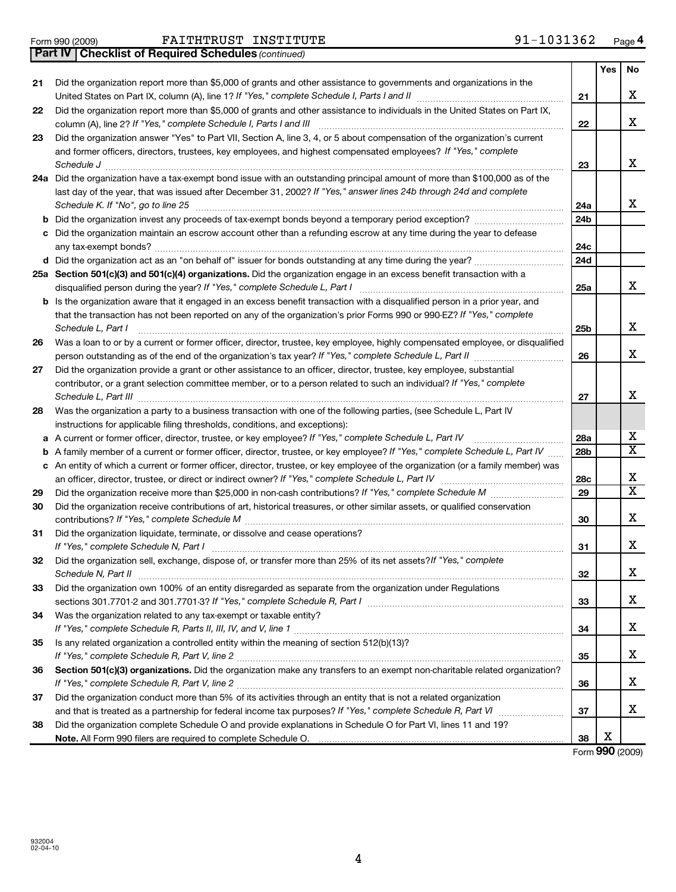Form 990 (2009) FAITHTRUST INSTITUTE 91-1031362 Page **4**

**Part IV | Checklist of Required Schedules** *(continued)*

| | | | Yes | No |
|---|---|---|---|---|
| 21 | Did the organization report more than $5,000 of grants and other assistance to governments and organizations in the United States on Part IX, column (A), line 1? *If "Yes," complete Schedule I, Parts I and II* | 21 | | X |
| 22 | Did the organization report more than $5,000 of grants and other assistance to individuals in the United States on Part IX, column (A), line 2? *If "Yes," complete Schedule I, Parts I and III* | 22 | | X |
| 23 | Did the organization answer "Yes" to Part VII, Section A, line 3, 4, or 5 about compensation of the organization's current and former officers, directors, trustees, key employees, and highest compensated employees? *If "Yes," complete Schedule J* | 23 | | X |
| 24a | Did the organization have a tax-exempt bond issue with an outstanding principal amount of more than $100,000 as of the last day of the year, that was issued after December 31, 2002? *If "Yes," answer lines 24b through 24d and complete Schedule K. If "No", go to line 25* | 24a | | X |
| b | Did the organization invest any proceeds of tax-exempt bonds beyond a temporary period exception? | 24b | | |
| c | Did the organization maintain an escrow account other than a refunding escrow at any time during the year to defease any tax-exempt bonds? | 24c | | |
| d | Did the organization act as an "on behalf of" issuer for bonds outstanding at any time during the year? | 24d | | |
| 25a | **Section 501(c)(3) and 501(c)(4) organizations.** Did the organization engage in an excess benefit transaction with a disqualified person during the year? *If "Yes," complete Schedule L, Part I* | 25a | | X |
| b | Is the organization aware that it engaged in an excess benefit transaction with a disqualified person in a prior year, and that the transaction has not been reported on any of the organization's prior Forms 990 or 990-EZ? *If "Yes," complete Schedule L, Part I* | 25b | | X |
| 26 | Was a loan to or by a current or former officer, director, trustee, key employee, highly compensated employee, or disqualified person outstanding as of the end of the organization's tax year? *If "Yes," complete Schedule L, Part II* | 26 | | X |
| 27 | Did the organization provide a grant or other assistance to an officer, director, trustee, key employee, substantial contributor, or a grant selection committee member, or to a person related to such an individual? *If "Yes," complete Schedule L, Part III* | 27 | | X |
| 28 | Was the organization a party to a business transaction with one of the following parties, (see Schedule L, Part IV instructions for applicable filing thresholds, conditions, and exceptions): | | | |
| a | A current or former officer, director, trustee, or key employee? *If "Yes," complete Schedule L, Part IV* | 28a | | X |
| b | A family member of a current or former officer, director, trustee, or key employee? *If "Yes," complete Schedule L, Part IV* | 28b | | X |
| c | An entity of which a current or former officer, director, trustee, or key employee of the organization (or a family member) was an officer, director, trustee, or direct or indirect owner? *If "Yes," complete Schedule L, Part IV* | 28c | | X |
| 29 | Did the organization receive more than $25,000 in non-cash contributions? *If "Yes," complete Schedule M* | 29 | | X |
| 30 | Did the organization receive contributions of art, historical treasures, or other similar assets, or qualified conservation contributions? *If "Yes," complete Schedule M* | 30 | | X |
| 31 | Did the organization liquidate, terminate, or dissolve and cease operations? *If "Yes," complete Schedule N, Part I* | 31 | | X |
| 32 | Did the organization sell, exchange, dispose of, or transfer more than 25% of its net assets? *If "Yes," complete Schedule N, Part II* | 32 | | X |
| 33 | Did the organization own 100% of an entity disregarded as separate from the organization under Regulations sections 301.7701-2 and 301.7701-3? *If "Yes," complete Schedule R, Part I* | 33 | | X |
| 34 | Was the organization related to any tax-exempt or taxable entity? *If "Yes," complete Schedule R, Parts II, III, IV, and V, line 1* | 34 | | X |
| 35 | Is any related organization a controlled entity within the meaning of section 512(b)(13)? *If "Yes," complete Schedule R, Part V, line 2* | 35 | | X |
| 36 | **Section 501(c)(3) organizations.** Did the organization make any transfers to an exempt non-charitable related organization? *If "Yes," complete Schedule R, Part V, line 2* | 36 | | X |
| 37 | Did the organization conduct more than 5% of its activities through an entity that is not a related organization and that is treated as a partnership for federal income tax purposes? *If "Yes," complete Schedule R, Part VI* | 37 | | X |
| 38 | Did the organization complete Schedule O and provide explanations in Schedule O for Part VI, lines 11 and 19? **Note.** All Form 990 filers are required to complete Schedule O. | 38 | X | |

Form **990** (2009)

932004
02-04-10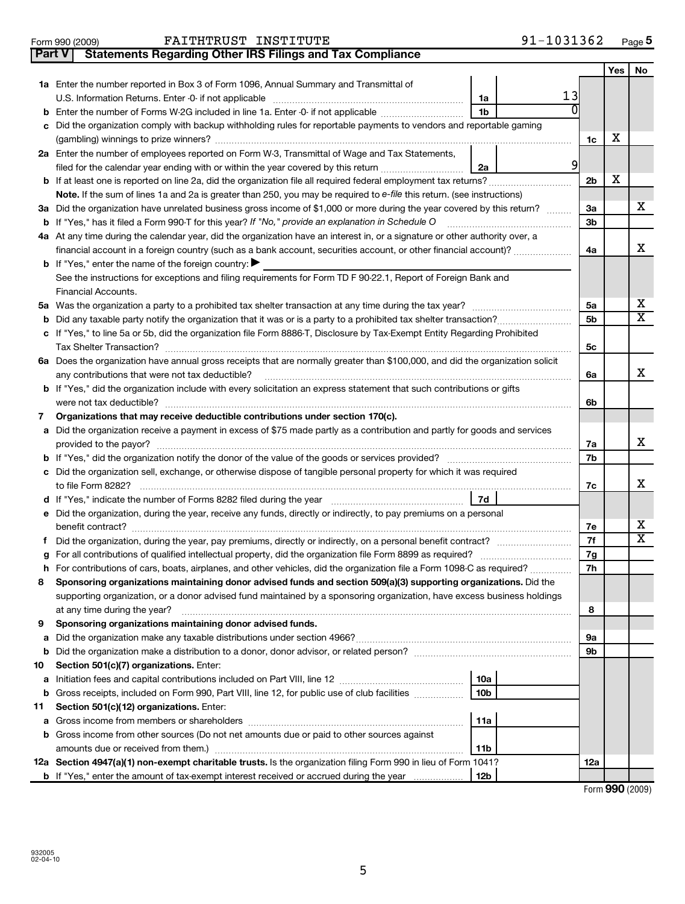Form 990 (2009) FAITHTRUST INSTITUTE 91-1031362 Page 5

**Part V Statements Regarding Other IRS Filings and Tax Compliance**

| | | | | | Yes | No |
|---|---|---|---|---|---|---|
| 1a | Enter the number reported in Box 3 of Form 1096, Annual Summary and Transmittal of U.S. Information Returns. Enter -0- if not applicable | 1a | 13 | | | |
| b | Enter the number of Forms W-2G included in line 1a. Enter -0- if not applicable | 1b | 0 | | | |
| c | Did the organization comply with backup withholding rules for reportable payments to vendors and reportable gaming (gambling) winnings to prize winners? | | | 1c | X | |
| 2a | Enter the number of employees reported on Form W-3, Transmittal of Wage and Tax Statements, filed for the calendar year ending with or within the year covered by this return | 2a | 9 | | | |
| b | If at least one is reported on line 2a, did the organization file all required federal employment tax returns? | | | 2b | X | |
| | **Note.** If the sum of lines 1a and 2a is greater than 250, you may be required to *e-file* this return. (see instructions) | | | | | |
| 3a | Did the organization have unrelated business gross income of $1,000 or more during the year covered by this return? | | | 3a | | X |
| b | If "Yes," has it filed a Form 990-T for this year? *If "No," provide an explanation in Schedule O* | | | 3b | | |
| 4a | At any time during the calendar year, did the organization have an interest in, or a signature or other authority over, a financial account in a foreign country (such as a bank account, securities account, or other financial account)? | | | 4a | | X |
| b | If "Yes," enter the name of the foreign country: ▶ See the instructions for exceptions and filing requirements for Form TD F 90-22.1, Report of Foreign Bank and Financial Accounts. | | | | | |
| 5a | Was the organization a party to a prohibited tax shelter transaction at any time during the tax year? | | | 5a | | X |
| b | Did any taxable party notify the organization that it was or is a party to a prohibited tax shelter transaction? | | | 5b | | X |
| c | If "Yes," to line 5a or 5b, did the organization file Form 8886-T, Disclosure by Tax-Exempt Entity Regarding Prohibited Tax Shelter Transaction? | | | 5c | | |
| 6a | Does the organization have annual gross receipts that are normally greater than $100,000, and did the organization solicit any contributions that were not tax deductible? | | | 6a | | X |
| b | If "Yes," did the organization include with every solicitation an express statement that such contributions or gifts were not tax deductible? | | | 6b | | |
| 7 | **Organizations that may receive deductible contributions under section 170(c).** | | | | | |
| a | Did the organization receive a payment in excess of $75 made partly as a contribution and partly for goods and services provided to the payor? | | | 7a | | X |
| b | If "Yes," did the organization notify the donor of the value of the goods or services provided? | | | 7b | | |
| c | Did the organization sell, exchange, or otherwise dispose of tangible personal property for which it was required to file Form 8282? | | | 7c | | X |
| d | If "Yes," indicate the number of Forms 8282 filed during the year | 7d | | | | |
| e | Did the organization, during the year, receive any funds, directly or indirectly, to pay premiums on a personal benefit contract? | | | 7e | | X |
| f | Did the organization, during the year, pay premiums, directly or indirectly, on a personal benefit contract? | | | 7f | | X |
| g | For all contributions of qualified intellectual property, did the organization file Form 8899 as required? | | | 7g | | |
| h | For contributions of cars, boats, airplanes, and other vehicles, did the organization file a Form 1098-C as required? | | | 7h | | |
| 8 | **Sponsoring organizations maintaining donor advised funds and section 509(a)(3) supporting organizations.** Did the supporting organization, or a donor advised fund maintained by a sponsoring organization, have excess business holdings at any time during the year? | | | 8 | | |
| 9 | **Sponsoring organizations maintaining donor advised funds.** | | | | | |
| a | Did the organization make any taxable distributions under section 4966? | | | 9a | | |
| b | Did the organization make a distribution to a donor, donor advisor, or related person? | | | 9b | | |
| 10 | **Section 501(c)(7) organizations.** Enter: | | | | | |
| a | Initiation fees and capital contributions included on Part VIII, line 12 | 10a | | | | |
| b | Gross receipts, included on Form 990, Part VIII, line 12, for public use of club facilities | 10b | | | | |
| 11 | **Section 501(c)(12) organizations.** Enter: | | | | | |
| a | Gross income from members or shareholders | 11a | | | | |
| b | Gross income from other sources (Do not net amounts due or paid to other sources against amounts due or received from them.) | 11b | | | | |
| 12a | **Section 4947(a)(1) non-exempt charitable trusts.** Is the organization filing Form 990 in lieu of Form 1041? | | | 12a | | |
| b | If "Yes," enter the amount of tax-exempt interest received or accrued during the year | 12b | | | | |

Form **990** (2009)

932005
02-04-10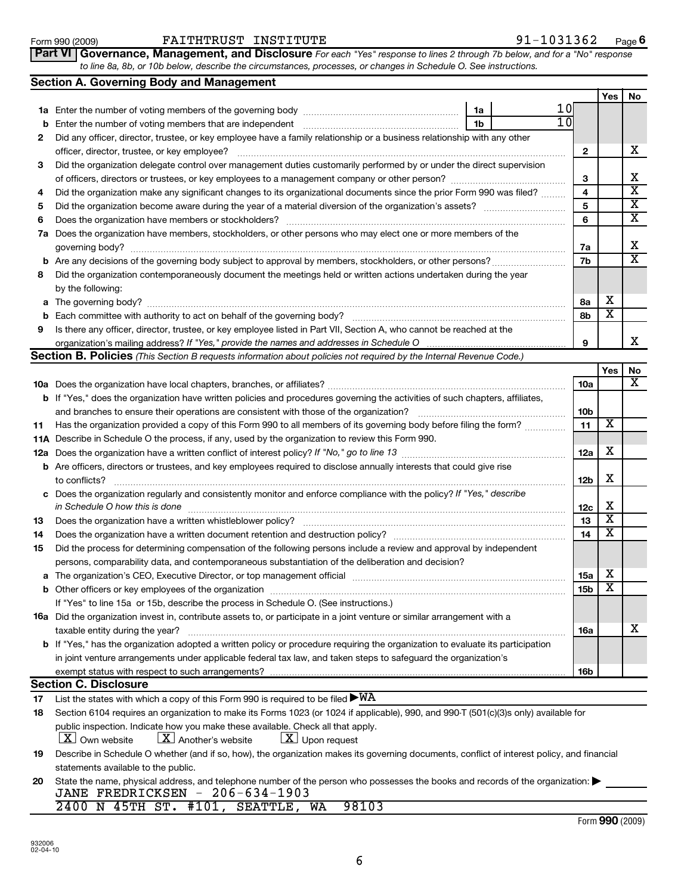Form 990 (2009) FAITHTRUST INSTITUTE 91-1031362 Page 6

**Part VI Governance, Management, and Disclosure** *For each "Yes" response to lines 2 through 7b below, and for a "No" response to line 8a, 8b, or 10b below, describe the circumstances, processes, or changes in Schedule O. See instructions.*

## Section A. Governing Body and Management

| | | | | Yes | No |
|---|---|---|---|---|---|
| **1a** | Enter the number of voting members of the governing body | 1a | 10 | | |
| **b** | Enter the number of voting members that are independent | 1b | 10 | | |
| **2** | Did any officer, director, trustee, or key employee have a family relationship or a business relationship with any other officer, director, trustee, or key employee? | 2 | | | X |
| **3** | Did the organization delegate control over management duties customarily performed by or under the direct supervision of officers, directors or trustees, or key employees to a management company or other person? | 3 | | | X |
| **4** | Did the organization make any significant changes to its organizational documents since the prior Form 990 was filed? | 4 | | | X |
| **5** | Did the organization become aware during the year of a material diversion of the organization's assets? | 5 | | | X |
| **6** | Does the organization have members or stockholders? | 6 | | | X |
| **7a** | Does the organization have members, stockholders, or other persons who may elect one or more members of the governing body? | 7a | | | X |
| **b** | Are any decisions of the governing body subject to approval by members, stockholders, or other persons? | 7b | | | X |
| **8** | Did the organization contemporaneously document the meetings held or written actions undertaken during the year by the following: | | | | |
| **a** | The governing body? | 8a | | X | |
| **b** | Each committee with authority to act on behalf of the governing body? | 8b | | X | |
| **9** | Is there any officer, director, trustee, or key employee listed in Part VII, Section A, who cannot be reached at the organization's mailing address? *If "Yes," provide the names and addresses in Schedule O* | 9 | | | X |

## Section B. Policies *(This Section B requests information about policies not required by the Internal Revenue Code.)*

| | | | Yes | No |
|---|---|---|---|---|
| **10a** | Does the organization have local chapters, branches, or affiliates? | 10a | | X |
| **b** | If "Yes," does the organization have written policies and procedures governing the activities of such chapters, affiliates, and branches to ensure their operations are consistent with those of the organization? | 10b | | |
| **11** | Has the organization provided a copy of this Form 990 to all members of its governing body before filing the form? | 11 | X | |
| **11A** | Describe in Schedule O the process, if any, used by the organization to review this Form 990. | | | |
| **12a** | Does the organization have a written conflict of interest policy? *If "No," go to line 13* | 12a | X | |
| **b** | Are officers, directors or trustees, and key employees required to disclose annually interests that could give rise to conflicts? | 12b | X | |
| **c** | Does the organization regularly and consistently monitor and enforce compliance with the policy? *If "Yes," describe in Schedule O how this is done* | 12c | X | |
| **13** | Does the organization have a written whistleblower policy? | 13 | X | |
| **14** | Does the organization have a written document retention and destruction policy? | 14 | X | |
| **15** | Did the process for determining compensation of the following persons include a review and approval by independent persons, comparability data, and contemporaneous substantiation of the deliberation and decision? | | | |
| **a** | The organization's CEO, Executive Director, or top management official | 15a | X | |
| **b** | Other officers or key employees of the organization | 15b | X | |
| | If "Yes" to line 15a or 15b, describe the process in Schedule O. (See instructions.) | | | |
| **16a** | Did the organization invest in, contribute assets to, or participate in a joint venture or similar arrangement with a taxable entity during the year? | 16a | | X |
| **b** | If "Yes," has the organization adopted a written policy or procedure requiring the organization to evaluate its participation in joint venture arrangements under applicable federal tax law, and taken steps to safeguard the organization's exempt status with respect to such arrangements? | 16b | | |

## Section C. Disclosure

**17** List the states with which a copy of this Form 990 is required to be filed ▶ WA

**18** Section 6104 requires an organization to make its Forms 1023 (or 1024 if applicable), 990, and 990-T (501(c)(3)s only) available for public inspection. Indicate how you make these available. Check all that apply.

[X] Own website [X] Another's website [X] Upon request

**19** Describe in Schedule O whether (and if so, how), the organization makes its governing documents, conflict of interest policy, and financial statements available to the public.

**20** State the name, physical address, and telephone number of the person who possesses the books and records of the organization: ▶

JANE FREDRICKSEN - 206-634-1903
2400 N 45TH ST. #101, SEATTLE, WA 98103

Form **990** (2009)

932006 02-04-10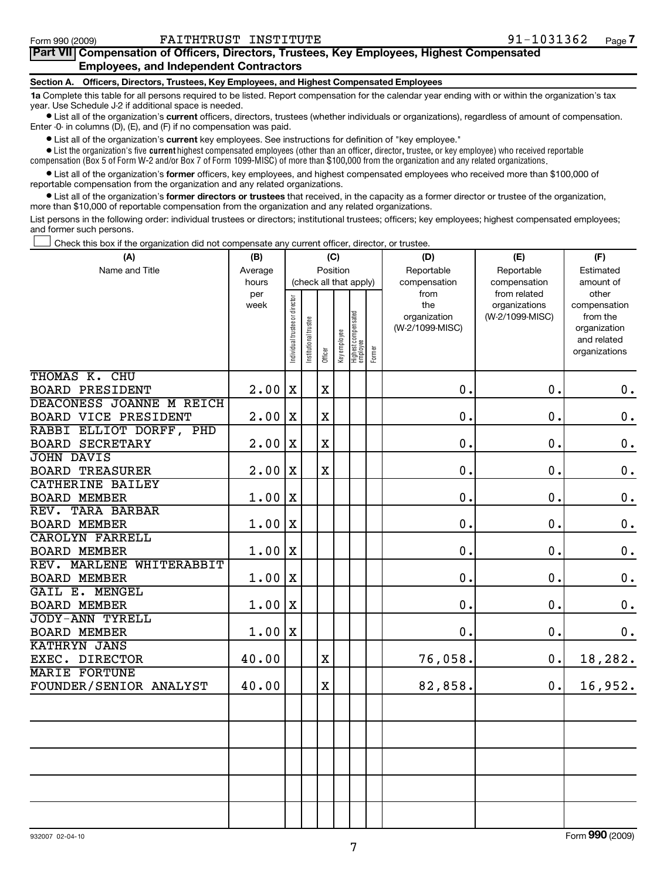Form 990 (2009) FAITHTRUST INSTITUTE 91-1031362

**Part VII Compensation of Officers, Directors, Trustees, Key Employees, Highest Compensated Employees, and Independent Contractors**

**Section A. Officers, Directors, Trustees, Key Employees, and Highest Compensated Employees**

**1a** Complete this table for all persons required to be listed. Report compensation for the calendar year ending with or within the organization's tax year. Use Schedule J-2 if additional space is needed.

- List all of the organization's **current** officers, directors, trustees (whether individuals or organizations), regardless of amount of compensation. Enter -0- in columns (D), (E), and (F) if no compensation was paid.
- List all of the organization's **current** key employees. See instructions for definition of "key employee."
- List the organization's five **current** highest compensated employees (other than an officer, director, trustee, or key employee) who received reportable compensation (Box 5 of Form W-2 and/or Box 7 of Form 1099-MISC) of more than $100,000 from the organization and any related organizations.
- List all of the organization's **former** officers, key employees, and highest compensated employees who received more than $100,000 of reportable compensation from the organization and any related organizations.
- List all of the organization's **former directors or trustees** that received, in the capacity as a former director or trustee of the organization, more than $10,000 of reportable compensation from the organization and any related organizations.

List persons in the following order: individual trustees or directors; institutional trustees; officers; key employees; highest compensated employees; and former such persons.

☐ Check this box if the organization did not compensate any current officer, director, or trustee.

| (A) Name and Title | (B) Average hours per week | (C) Position: Individual trustee or director | Institutional trustee | Officer | Key employee | Highest compensated employee | Former | (D) Reportable compensation from the organization (W-2/1099-MISC) | (E) Reportable compensation from related organizations (W-2/1099-MISC) | (F) Estimated amount of other compensation from the organization and related organizations |
|---|---|---|---|---|---|---|---|---|---|---|
| THOMAS K. CHU<br>BOARD PRESIDENT | 2.00 | X | | X | | | | 0. | 0. | 0. |
| DEACONESS JOANNE M REICH<br>BOARD VICE PRESIDENT | 2.00 | X | | X | | | | 0. | 0. | 0. |
| RABBI ELLIOT DORFF, PHD<br>BOARD SECRETARY | 2.00 | X | | X | | | | 0. | 0. | 0. |
| JOHN DAVIS<br>BOARD TREASURER | 2.00 | X | | X | | | | 0. | 0. | 0. |
| CATHERINE BAILEY<br>BOARD MEMBER | 1.00 | X | | | | | | 0. | 0. | 0. |
| REV. TARA BARBAR<br>BOARD MEMBER | 1.00 | X | | | | | | 0. | 0. | 0. |
| CAROLYN FARRELL<br>BOARD MEMBER | 1.00 | X | | | | | | 0. | 0. | 0. |
| REV. MARLENE WHITERABBIT<br>BOARD MEMBER | 1.00 | X | | | | | | 0. | 0. | 0. |
| GAIL E. MENGEL<br>BOARD MEMBER | 1.00 | X | | | | | | 0. | 0. | 0. |
| JODY-ANN TYRELL<br>BOARD MEMBER | 1.00 | X | | | | | | 0. | 0. | 0. |
| KATHRYN JANS<br>EXEC. DIRECTOR | 40.00 | | | X | | | | 76,058. | 0. | 18,282. |
| MARIE FORTUNE<br>FOUNDER/SENIOR ANALYST | 40.00 | | | X | | | | 82,858. | 0. | 16,952. |
| | | | | | | | | | | |
| | | | | | | | | | | |
| | | | | | | | | | | |
| | | | | | | | | | | |
| | | | | | | | | | | |

932007 02-04-10 Form **990** (2009)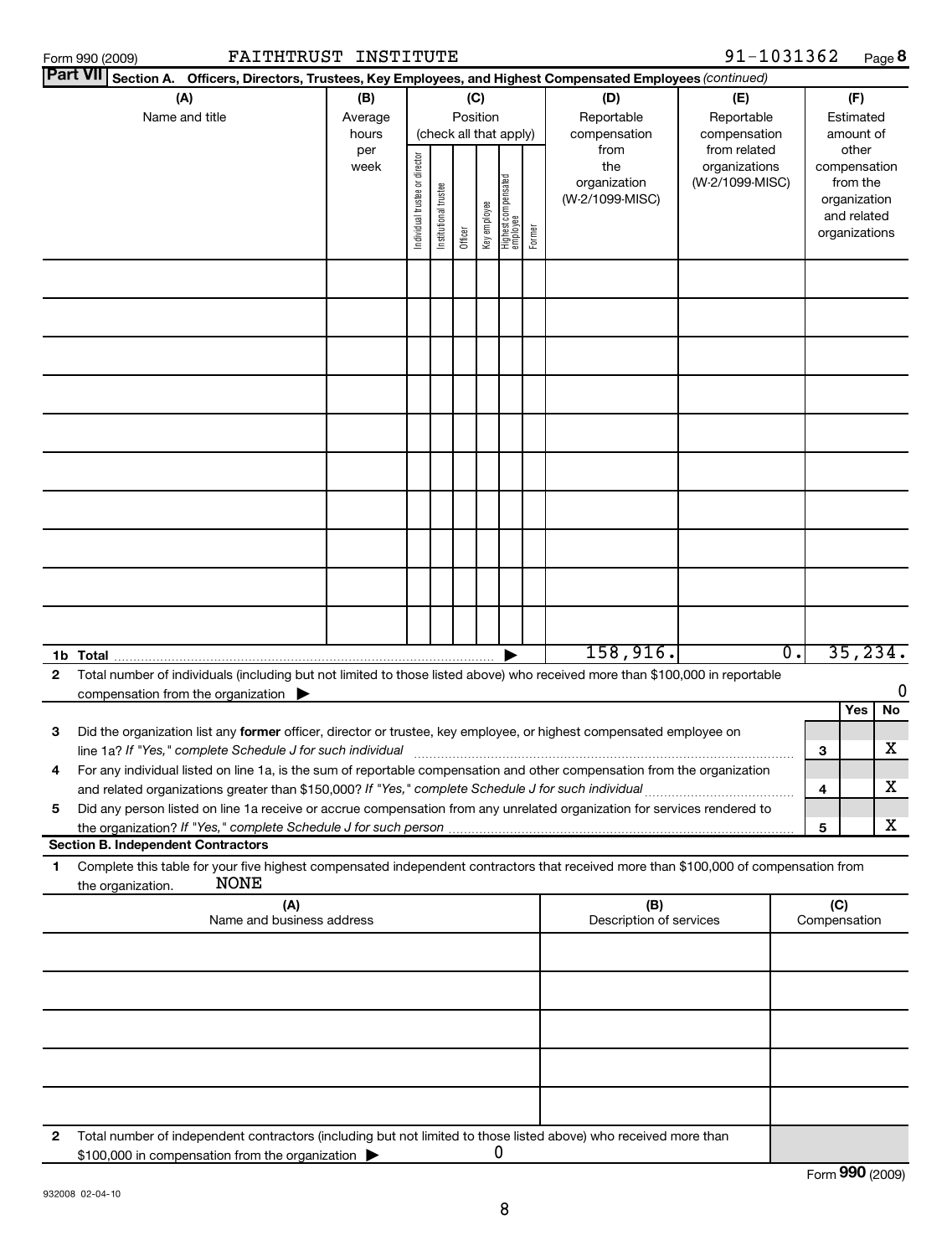Form 990 (2009) FAITHTRUST INSTITUTE 91-1031362 Page **8**

**Part VII** **Section A. Officers, Directors, Trustees, Key Employees, and Highest Compensated Employees** *(continued)*

| (A) Name and title | (B) Average hours per week | (C) Position (check all that apply): Individual trustee or director | Institutional trustee | Officer | Key employee | Highest compensated employee | Former | (D) Reportable compensation from the organization (W-2/1099-MISC) | (E) Reportable compensation from related organizations (W-2/1099-MISC) | (F) Estimated amount of other compensation from the organization and related organizations |
|---|---|---|---|---|---|---|---|---|---|---|
| | | | | | | | | | | |
| | | | | | | | | | | |
| | | | | | | | | | | |
| | | | | | | | | | | |
| | | | | | | | | | | |
| | | | | | | | | | | |
| | | | | | | | | | | |
| | | | | | | | | | | |
| | | | | | | | | | | |
| | | | | | | | | | | |
| **1b Total** ▶ | | | | | | | | 158,916. | 0. | 35,234. |

**2** Total number of individuals (including but not limited to those listed above) who received more than $100,000 in reportable compensation from the organization ▶ 0

| | | Yes | No |
|---|---|---|---|
| **3** Did the organization list any **former** officer, director or trustee, key employee, or highest compensated employee on line 1a? *If "Yes," complete Schedule J for such individual* | 3 | | X |
| **4** For any individual listed on line 1a, is the sum of reportable compensation and other compensation from the organization and related organizations greater than $150,000? *If "Yes," complete Schedule J for such individual* | 4 | | X |
| **5** Did any person listed on line 1a receive or accrue compensation from any unrelated organization for services rendered to the organization? *If "Yes," complete Schedule J for such person* | 5 | | X |

**Section B. Independent Contractors**

**1** Complete this table for your five highest compensated independent contractors that received more than $100,000 of compensation from the organization. NONE

| (A) Name and business address | (B) Description of services | (C) Compensation |
|---|---|---|
| | | |
| | | |
| | | |
| | | |
| | | |

**2** Total number of independent contractors (including but not limited to those listed above) who received more than $100,000 in compensation from the organization ▶ 0

Form **990** (2009)

932008 02-04-10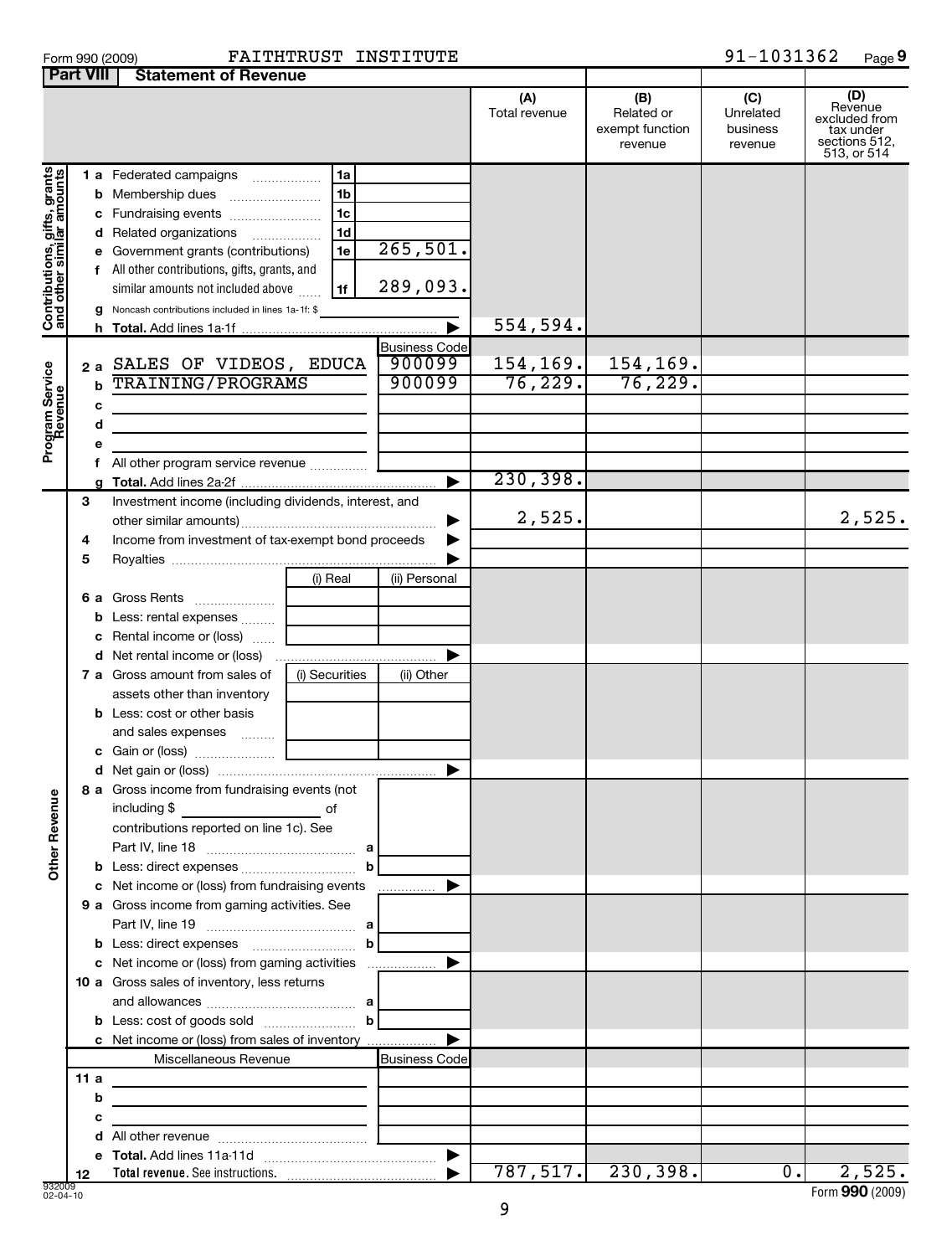Form 990 (2009) FAITHTRUST INSTITUTE 91-1031362

## Part VIII Statement of Revenue

| | | | | (A) Total revenue | (B) Related or exempt function revenue | (C) Unrelated business revenue | (D) Revenue excluded from tax under sections 512, 513, or 514 |
|---|---|---|---|---|---|---|---|
| **Contributions, gifts, grants and other similar amounts** | 1 a Federated campaigns | 1a | | | | | |
| | b Membership dues | 1b | | | | | |
| | c Fundraising events | 1c | | | | | |
| | d Related organizations | 1d | | | | | |
| | e Government grants (contributions) | 1e | 265,501. | | | | |
| | f All other contributions, gifts, grants, and similar amounts not included above | 1f | 289,093. | | | | |
| | g Noncash contributions included in lines 1a-1f: $ | | | | | | |
| | h **Total.** Add lines 1a-1f | | ▶ | 554,594. | | | |
| **Program Service Revenue** | | | Business Code | | | | |
| | 2 a SALES OF VIDEOS, EDUCA | | 900099 | 154,169. | 154,169. | | |
| | b TRAINING/PROGRAMS | | 900099 | 76,229. | 76,229. | | |
| | c | | | | | | |
| | d | | | | | | |
| | e | | | | | | |
| | f All other program service revenue | | | | | | |
| | g **Total.** Add lines 2a-2f | | ▶ | 230,398. | | | |
| **Other Revenue** | 3 Investment income (including dividends, interest, and other similar amounts) | | ▶ | 2,525. | | | 2,525. |
| | 4 Income from investment of tax-exempt bond proceeds | | ▶ | | | | |
| | 5 Royalties | | ▶ | | | | |
| | | (i) Real | (ii) Personal | | | | |
| | 6 a Gross Rents | | | | | | |
| | b Less: rental expenses | | | | | | |
| | c Rental income or (loss) | | | | | | |
| | d Net rental income or (loss) | | ▶ | | | | |
| | 7 a Gross amount from sales of assets other than inventory | (i) Securities | (ii) Other | | | | |
| | b Less: cost or other basis and sales expenses | | | | | | |
| | c Gain or (loss) | | | | | | |
| | d Net gain or (loss) | | ▶ | | | | |
| | 8 a Gross income from fundraising events (not including $ ______ of contributions reported on line 1c). See Part IV, line 18 | a | | | | | |
| | b Less: direct expenses | b | | | | | |
| | c Net income or (loss) from fundraising events | | ▶ | | | | |
| | 9 a Gross income from gaming activities. See Part IV, line 19 | a | | | | | |
| | b Less: direct expenses | b | | | | | |
| | c Net income or (loss) from gaming activities | | ▶ | | | | |
| | 10 a Gross sales of inventory, less returns and allowances | a | | | | | |
| | b Less: cost of goods sold | b | | | | | |
| | c Net income or (loss) from sales of inventory | | ▶ | | | | |
| | Miscellaneous Revenue | | Business Code | | | | |
| | 11 a | | | | | | |
| | b | | | | | | |
| | c | | | | | | |
| | d All other revenue | | | | | | |
| | e **Total.** Add lines 11a-11d | | ▶ | | | | |
| | 12 **Total revenue.** See instructions. | | ▶ | 787,517. | 230,398. | 0. | 2,525. |

932009 02-04-10

Form **990** (2009)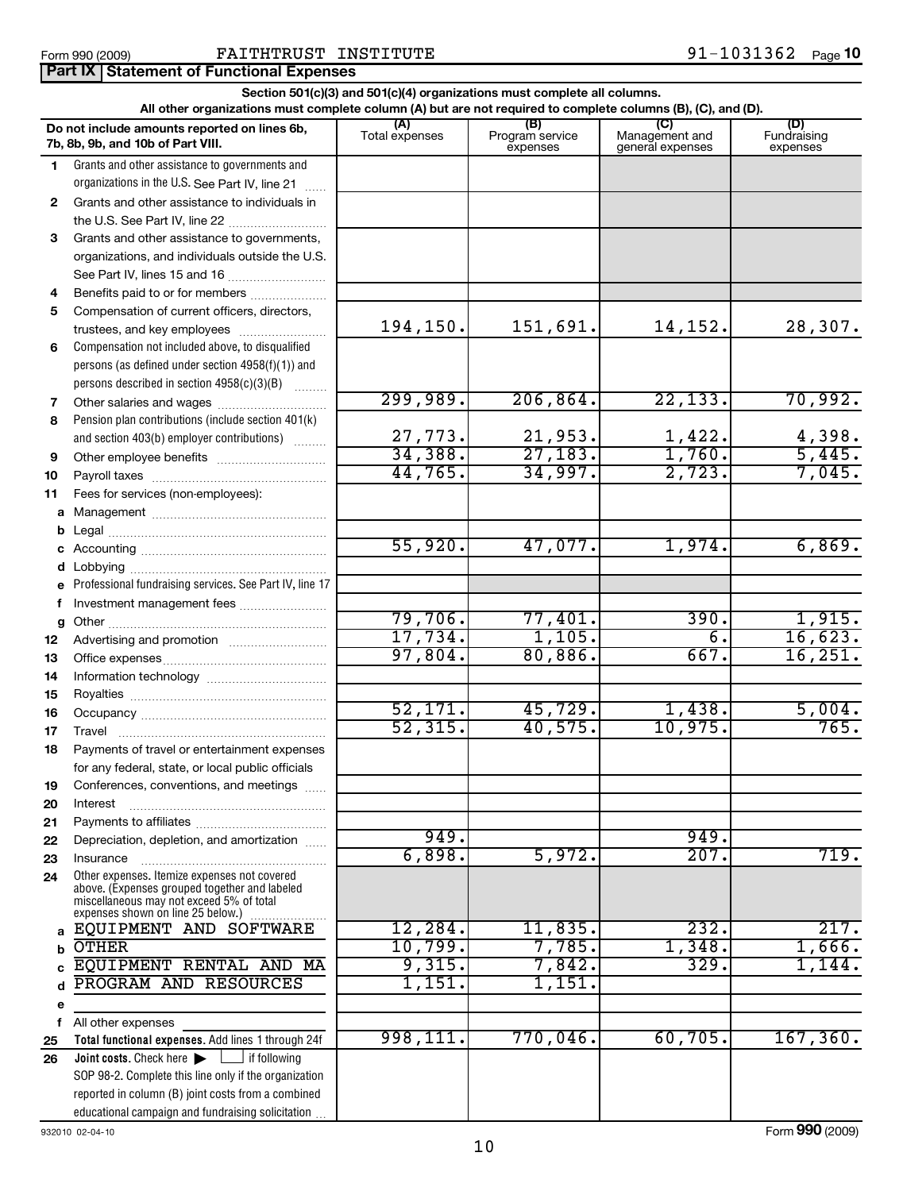Form 990 (2009) FAITHTRUST INSTITUTE 91-1031362 Page 10

## Part IX Statement of Functional Expenses

**Section 501(c)(3) and 501(c)(4) organizations must complete all columns.**
**All other organizations must complete column (A) but are not required to complete columns (B), (C), and (D).**

| | Do not include amounts reported on lines 6b, 7b, 8b, 9b, and 10b of Part VIII. | (A) Total expenses | (B) Program service expenses | (C) Management and general expenses | (D) Fundraising expenses |
|---|---|---|---|---|---|
| 1 | Grants and other assistance to governments and organizations in the U.S. See Part IV, line 21 | | | | |
| 2 | Grants and other assistance to individuals in the U.S. See Part IV, line 22 | | | | |
| 3 | Grants and other assistance to governments, organizations, and individuals outside the U.S. See Part IV, lines 15 and 16 | | | | |
| 4 | Benefits paid to or for members | | | | |
| 5 | Compensation of current officers, directors, trustees, and key employees | 194,150. | 151,691. | 14,152. | 28,307. |
| 6 | Compensation not included above, to disqualified persons (as defined under section 4958(f)(1)) and persons described in section 4958(c)(3)(B) | | | | |
| 7 | Other salaries and wages | 299,989. | 206,864. | 22,133. | 70,992. |
| 8 | Pension plan contributions (include section 401(k) and section 403(b) employer contributions) | 27,773. | 21,953. | 1,422. | 4,398. |
| 9 | Other employee benefits | 34,388. | 27,183. | 1,760. | 5,445. |
| 10 | Payroll taxes | 44,765. | 34,997. | 2,723. | 7,045. |
| 11 | Fees for services (non-employees): | | | | |
| a | Management | | | | |
| b | Legal | | | | |
| c | Accounting | 55,920. | 47,077. | 1,974. | 6,869. |
| d | Lobbying | | | | |
| e | Professional fundraising services. See Part IV, line 17 | | | | |
| f | Investment management fees | | | | |
| g | Other | 79,706. | 77,401. | 390. | 1,915. |
| 12 | Advertising and promotion | 17,734. | 1,105. | 6. | 16,623. |
| 13 | Office expenses | 97,804. | 80,886. | 667. | 16,251. |
| 14 | Information technology | | | | |
| 15 | Royalties | | | | |
| 16 | Occupancy | 52,171. | 45,729. | 1,438. | 5,004. |
| 17 | Travel | 52,315. | 40,575. | 10,975. | 765. |
| 18 | Payments of travel or entertainment expenses for any federal, state, or local public officials | | | | |
| 19 | Conferences, conventions, and meetings | | | | |
| 20 | Interest | | | | |
| 21 | Payments to affiliates | | | | |
| 22 | Depreciation, depletion, and amortization | 949. | | 949. | |
| 23 | Insurance | 6,898. | 5,972. | 207. | 719. |
| 24 | Other expenses. Itemize expenses not covered above. (Expenses grouped together and labeled miscellaneous may not exceed 5% of total expenses shown on line 25 below.) | | | | |
| a | EQUIPMENT AND SOFTWARE | 12,284. | 11,835. | 232. | 217. |
| b | OTHER | 10,799. | 7,785. | 1,348. | 1,666. |
| c | EQUIPMENT RENTAL AND MA | 9,315. | 7,842. | 329. | 1,144. |
| d | PROGRAM AND RESOURCES | 1,151. | 1,151. | | |
| e | | | | | |
| f | All other expenses | | | | |
| 25 | **Total functional expenses.** Add lines 1 through 24f | 998,111. | 770,046. | 60,705. | 167,360. |
| 26 | **Joint costs.** Check here ▶ ☐ if following SOP 98-2. Complete this line only if the organization reported in column (B) joint costs from a combined educational campaign and fundraising solicitation | | | | |

932010 02-04-10 Form **990** (2009)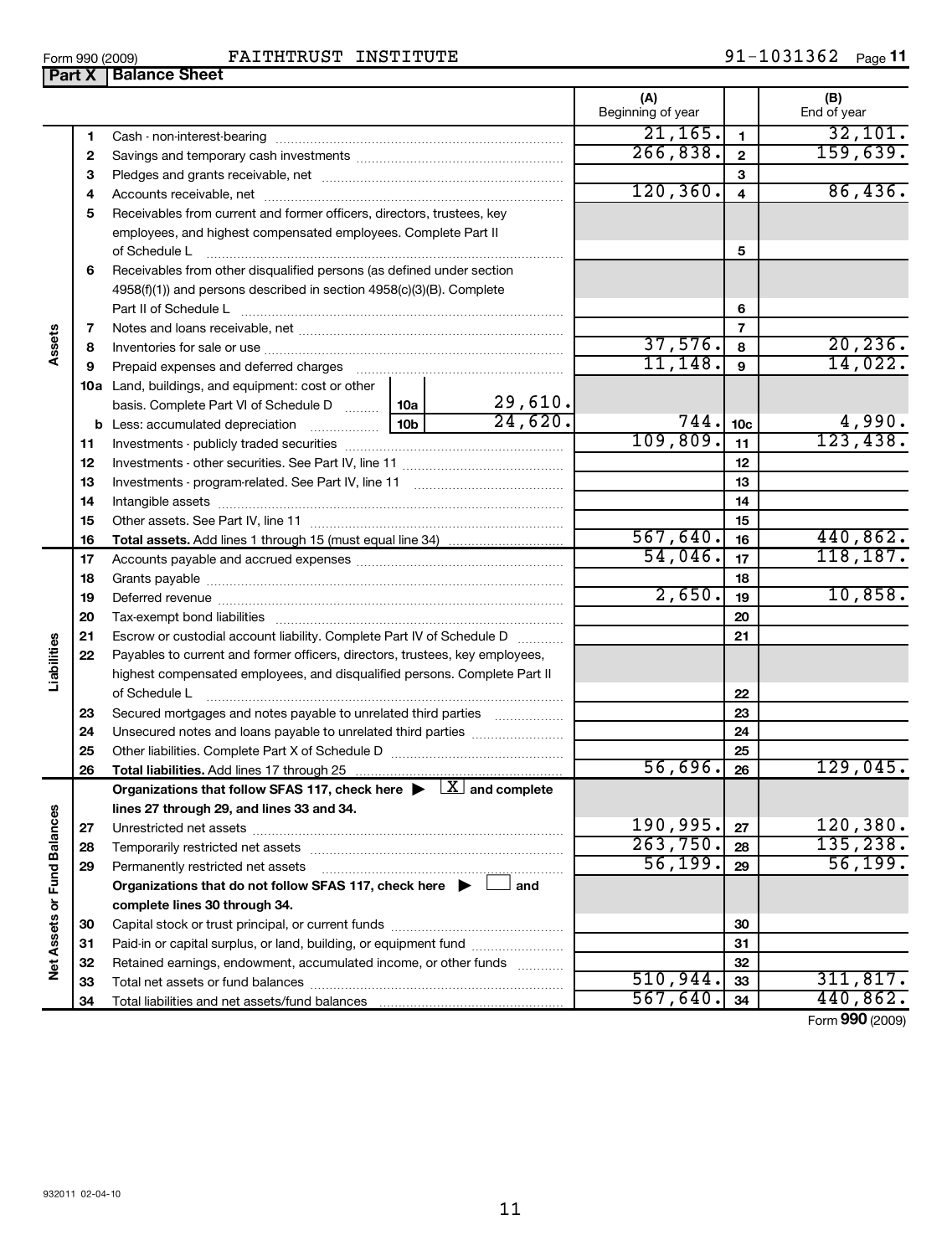Form 990 (2009) FAITHTRUST INSTITUTE 91-1031362

## Part X Balance Sheet

| | | | (A) Beginning of year | | (B) End of year |
|---|---|---|---|---|---|
| Assets | 1 | Cash - non-interest-bearing | 21,165. | 1 | 32,101. |
| | 2 | Savings and temporary cash investments | 266,838. | 2 | 159,639. |
| | 3 | Pledges and grants receivable, net | | 3 | |
| | 4 | Accounts receivable, net | 120,360. | 4 | 86,436. |
| | 5 | Receivables from current and former officers, directors, trustees, key employees, and highest compensated employees. Complete Part II of Schedule L | | 5 | |
| | 6 | Receivables from other disqualified persons (as defined under section 4958(f)(1)) and persons described in section 4958(c)(3)(B). Complete Part II of Schedule L | | 6 | |
| | 7 | Notes and loans receivable, net | | 7 | |
| | 8 | Inventories for sale or use | 37,576. | 8 | 20,236. |
| | 9 | Prepaid expenses and deferred charges | 11,148. | 9 | 14,022. |
| | 10a | Land, buildings, and equipment: cost or other basis. Complete Part VI of Schedule D — 10a: 29,610. | | | |
| | b | Less: accumulated depreciation — 10b: 24,620. | 744. | 10c | 4,990. |
| | 11 | Investments - publicly traded securities | 109,809. | 11 | 123,438. |
| | 12 | Investments - other securities. See Part IV, line 11 | | 12 | |
| | 13 | Investments - program-related. See Part IV, line 11 | | 13 | |
| | 14 | Intangible assets | | 14 | |
| | 15 | Other assets. See Part IV, line 11 | | 15 | |
| | 16 | **Total assets.** Add lines 1 through 15 (must equal line 34) | 567,640. | 16 | 440,862. |
| Liabilities | 17 | Accounts payable and accrued expenses | 54,046. | 17 | 118,187. |
| | 18 | Grants payable | | 18 | |
| | 19 | Deferred revenue | 2,650. | 19 | 10,858. |
| | 20 | Tax-exempt bond liabilities | | 20 | |
| | 21 | Escrow or custodial account liability. Complete Part IV of Schedule D | | 21 | |
| | 22 | Payables to current and former officers, directors, trustees, key employees, highest compensated employees, and disqualified persons. Complete Part II of Schedule L | | 22 | |
| | 23 | Secured mortgages and notes payable to unrelated third parties | | 23 | |
| | 24 | Unsecured notes and loans payable to unrelated third parties | | 24 | |
| | 25 | Other liabilities. Complete Part X of Schedule D | | 25 | |
| | 26 | **Total liabilities.** Add lines 17 through 25 | 56,696. | 26 | 129,045. |
| Net Assets or Fund Balances | | **Organizations that follow SFAS 117, check here ▶ [X] and complete lines 27 through 29, and lines 33 and 34.** | | | |
| | 27 | Unrestricted net assets | 190,995. | 27 | 120,380. |
| | 28 | Temporarily restricted net assets | 263,750. | 28 | 135,238. |
| | 29 | Permanently restricted net assets | 56,199. | 29 | 56,199. |
| | | **Organizations that do not follow SFAS 117, check here ▶ [ ] and complete lines 30 through 34.** | | | |
| | 30 | Capital stock or trust principal, or current funds | | 30 | |
| | 31 | Paid-in or capital surplus, or land, building, or equipment fund | | 31 | |
| | 32 | Retained earnings, endowment, accumulated income, or other funds | | 32 | |
| | 33 | Total net assets or fund balances | 510,944. | 33 | 311,817. |
| | 34 | Total liabilities and net assets/fund balances | 567,640. | 34 | 440,862. |

Form **990** (2009)

932011 02-04-10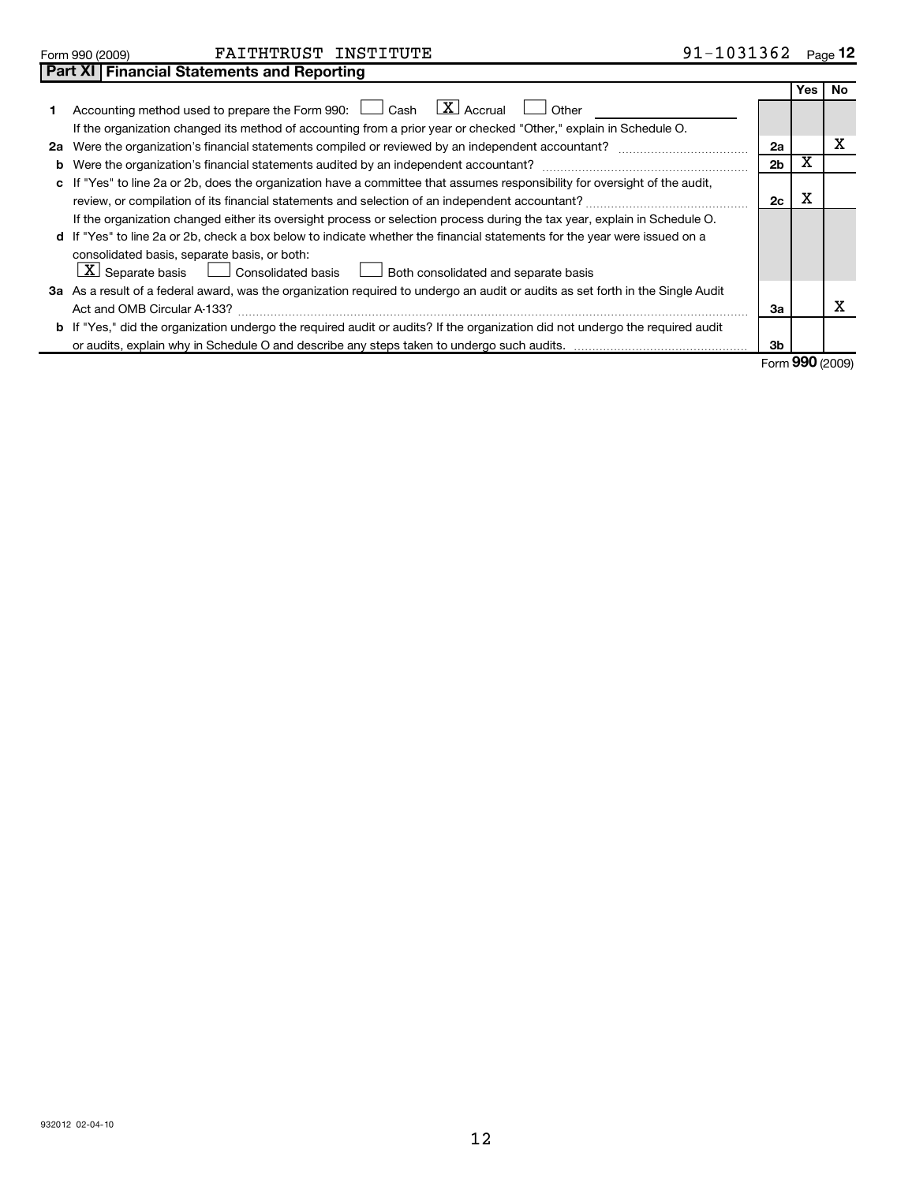Form 990 (2009) FAITHTRUST INSTITUTE 91-1031362

## Part XI Financial Statements and Reporting

| | | | Yes | No |
|---|---|---|---|---|
| **1** | Accounting method used to prepare the Form 990: ☐ Cash ☒ Accrual ☐ Other ________<br>If the organization changed its method of accounting from a prior year or checked "Other," explain in Schedule O. | | | |
| **2a** | Were the organization's financial statements compiled or reviewed by an independent accountant? | 2a | | X |
| **b** | Were the organization's financial statements audited by an independent accountant? | 2b | X | |
| **c** | If "Yes" to line 2a or 2b, does the organization have a committee that assumes responsibility for oversight of the audit, review, or compilation of its financial statements and selection of an independent accountant? | 2c | X | |
| | If the organization changed either its oversight process or selection process during the tax year, explain in Schedule O. | | | |
| **d** | If "Yes" to line 2a or 2b, check a box below to indicate whether the financial statements for the year were issued on a consolidated basis, separate basis, or both:<br>☒ Separate basis ☐ Consolidated basis ☐ Both consolidated and separate basis | | | |
| **3a** | As a result of a federal award, was the organization required to undergo an audit or audits as set forth in the Single Audit Act and OMB Circular A-133? | 3a | | X |
| **b** | If "Yes," did the organization undergo the required audit or audits? If the organization did not undergo the required audit or audits, explain why in Schedule O and describe any steps taken to undergo such audits. | 3b | | |

Form **990** (2009)

932012 02-04-10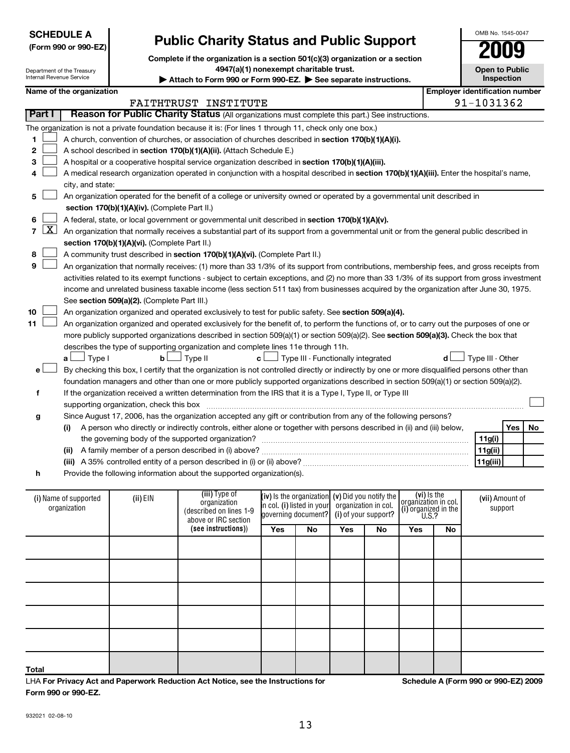**SCHEDULE A** **(Form 990 or 990-EZ)**

Department of the Treasury
Internal Revenue Service

# Public Charity Status and Public Support

**Complete if the organization is a section 501(c)(3) organization or a section 4947(a)(1) nonexempt charitable trust.**

**▶ Attach to Form 990 or Form 990-EZ. ▶ See separate instructions.**

OMB No. 1545-0047

**2009**

**Open to Public Inspection**

**Name of the organization:** FAITHTRUST INSTITUTE

**Employer identification number:** 91-1031362

## Part I Reason for Public Charity Status (All organizations must complete this part.) See instructions.

The organization is not a private foundation because it is: (For lines 1 through 11, check only one box.)

1. ☐ A church, convention of churches, or association of churches described in **section 170(b)(1)(A)(i).**
2. ☐ A school described in **section 170(b)(1)(A)(ii).** (Attach Schedule E.)
3. ☐ A hospital or a cooperative hospital service organization described in **section 170(b)(1)(A)(iii).**
4. ☐ A medical research organization operated in conjunction with a hospital described in **section 170(b)(1)(A)(iii).** Enter the hospital's name, city, and state:
5. ☐ An organization operated for the benefit of a college or university owned or operated by a governmental unit described in **section 170(b)(1)(A)(iv).** (Complete Part II.)
6. ☐ A federal, state, or local government or governmental unit described in **section 170(b)(1)(A)(v).**
7. ☒ An organization that normally receives a substantial part of its support from a governmental unit or from the general public described in **section 170(b)(1)(A)(vi).** (Complete Part II.)
8. ☐ A community trust described in **section 170(b)(1)(A)(vi).** (Complete Part II.)
9. ☐ An organization that normally receives: (1) more than 33 1/3% of its support from contributions, membership fees, and gross receipts from activities related to its exempt functions - subject to certain exceptions, and (2) no more than 33 1/3% of its support from gross investment income and unrelated business taxable income (less section 511 tax) from businesses acquired by the organization after June 30, 1975. See **section 509(a)(2).** (Complete Part III.)
10. ☐ An organization organized and operated exclusively to test for public safety. See **section 509(a)(4).**
11. ☐ An organization organized and operated exclusively for the benefit of, to perform the functions of, or to carry out the purposes of one or more publicly supported organizations described in section 509(a)(1) or section 509(a)(2). See **section 509(a)(3).** Check the box that describes the type of supporting organization and complete lines 11e through 11h.

   **a** ☐ Type I **b** ☐ Type II **c** ☐ Type III - Functionally integrated **d** ☐ Type III - Other

   **e** ☐ By checking this box, I certify that the organization is not controlled directly or indirectly by one or more disqualified persons other than foundation managers and other than one or more publicly supported organizations described in section 509(a)(1) or section 509(a)(2).

   **f** If the organization received a written determination from the IRS that it is a Type I, Type II, or Type III supporting organization, check this box ☐

   **g** Since August 17, 2006, has the organization accepted any gift or contribution from any of the following persons?

| | | Yes | No |
|---|---|---|---|
| **(i)** A person who directly or indirectly controls, either alone or together with persons described in (ii) and (iii) below, the governing body of the supported organization? | **11g(i)** | | |
| **(ii)** A family member of a person described in (i) above? | **11g(ii)** | | |
| **(iii)** A 35% controlled entity of a person described in (i) or (ii) above? | **11g(iii)** | | |

   **h** Provide the following information about the supported organization(s).

| (i) Name of supported organization | (ii) EIN | (iii) Type of organization (described on lines 1-9 above or IRC section (see instructions)) | (iv) Is the organization in col. (i) listed in your governing document? | | (v) Did you notify the organization in col. (i) of your support? | | (vi) Is the organization in col. (i) organized in the U.S.? | | (vii) Amount of support |
|---|---|---|---|---|---|---|---|---|---|
| | | | Yes | No | Yes | No | Yes | No | |
| | | | | | | | | | |
| | | | | | | | | | |
| | | | | | | | | | |
| | | | | | | | | | |
| | | | | | | | | | |
| **Total** | | | | | | | | | |

LHA **For Privacy Act and Paperwork Reduction Act Notice, see the Instructions for Form 990 or 990-EZ.**

**Schedule A (Form 990 or 990-EZ) 2009**

932021 02-08-10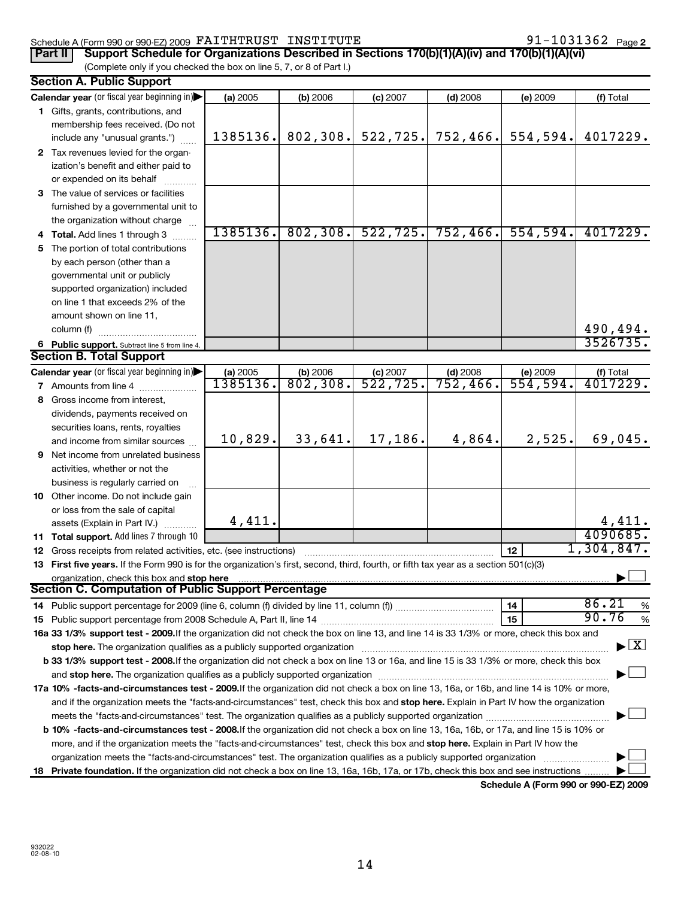Schedule A (Form 990 or 990-EZ) 2009 FAITHTRUST INSTITUTE 91-1031362 Page **2**

**Part II** **Support Schedule for Organizations Described in Sections 170(b)(1)(A)(iv) and 170(b)(1)(A)(vi)**
(Complete only if you checked the box on line 5, 7, or 8 of Part I.)

## Section A. Public Support

| Calendar year (or fiscal year beginning in) | (a) 2005 | (b) 2006 | (c) 2007 | (d) 2008 | (e) 2009 | (f) Total |
|---|---|---|---|---|---|---|
| 1 Gifts, grants, contributions, and membership fees received. (Do not include any "unusual grants.") | 1385136. | 802,308. | 522,725. | 752,466. | 554,594. | 4017229. |
| 2 Tax revenues levied for the organization's benefit and either paid to or expended on its behalf | | | | | | |
| 3 The value of services or facilities furnished by a governmental unit to the organization without charge | | | | | | |
| 4 **Total.** Add lines 1 through 3 | 1385136. | 802,308. | 522,725. | 752,466. | 554,594. | 4017229. |
| 5 The portion of total contributions by each person (other than a governmental unit or publicly supported organization) included on line 1 that exceeds 2% of the amount shown on line 11, column (f) | | | | | | 490,494. |
| 6 **Public support.** Subtract line 5 from line 4. | | | | | | 3526735. |

## Section B. Total Support

| Calendar year (or fiscal year beginning in) | (a) 2005 | (b) 2006 | (c) 2007 | (d) 2008 | (e) 2009 | (f) Total |
|---|---|---|---|---|---|---|
| 7 Amounts from line 4 | 1385136. | 802,308. | 522,725. | 752,466. | 554,594. | 4017229. |
| 8 Gross income from interest, dividends, payments received on securities loans, rents, royalties and income from similar sources | 10,829. | 33,641. | 17,186. | 4,864. | 2,525. | 69,045. |
| 9 Net income from unrelated business activities, whether or not the business is regularly carried on | | | | | | |
| 10 Other income. Do not include gain or loss from the sale of capital assets (Explain in Part IV.) | 4,411. | | | | | 4,411. |
| 11 **Total support.** Add lines 7 through 10 | | | | | | 4090685. |

12 Gross receipts from related activities, etc. (see instructions) — **12** — 1,304,847.

13 **First five years.** If the Form 990 is for the organization's first, second, third, fourth, or fifth tax year as a section 501(c)(3) organization, check this box and **stop here** ☐

## Section C. Computation of Public Support Percentage

14 Public support percentage for 2009 (line 6, column (f) divided by line 11, column (f)) — **14** — 86.21 %

15 Public support percentage from 2008 Schedule A, Part II, line 14 — **15** — 90.76 %

**16a 33 1/3% support test - 2009.** If the organization did not check the box on line 13, and line 14 is 33 1/3% or more, check this box and **stop here.** The organization qualifies as a publicly supported organization ☒

**b 33 1/3% support test - 2008.** If the organization did not check a box on line 13 or 16a, and line 15 is 33 1/3% or more, check this box and **stop here.** The organization qualifies as a publicly supported organization ☐

**17a 10% -facts-and-circumstances test - 2009.** If the organization did not check a box on line 13, 16a, or 16b, and line 14 is 10% or more, and if the organization meets the "facts-and-circumstances" test, check this box and **stop here.** Explain in Part IV how the organization meets the "facts-and-circumstances" test. The organization qualifies as a publicly supported organization ☐

**b 10% -facts-and-circumstances test - 2008.** If the organization did not check a box on line 13, 16a, 16b, or 17a, and line 15 is 10% or more, and if the organization meets the "facts-and-circumstances" test, check this box and **stop here.** Explain in Part IV how the organization meets the "facts-and-circumstances" test. The organization qualifies as a publicly supported organization ☐

**18 Private foundation.** If the organization did not check a box on line 13, 16a, 16b, 17a, or 17b, check this box and see instructions ☐

**Schedule A (Form 990 or 990-EZ) 2009**

932022
02-08-10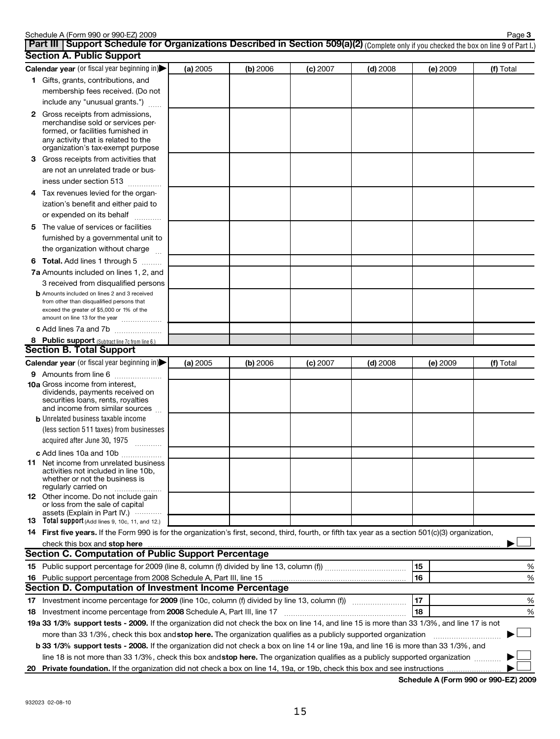## Part III | Support Schedule for Organizations Described in Section 509(a)(2) (Complete only if you checked the box on line 9 of Part I.)

### Section A. Public Support

| Calendar year (or fiscal year beginning in) ▶ | (a) 2005 | (b) 2006 | (c) 2007 | (d) 2008 | (e) 2009 | (f) Total |
|---|---|---|---|---|---|---|
| **1** Gifts, grants, contributions, and membership fees received. (Do not include any "unusual grants.") | | | | | | |
| **2** Gross receipts from admissions, merchandise sold or services performed, or facilities furnished in any activity that is related to the organization's tax-exempt purpose | | | | | | |
| **3** Gross receipts from activities that are not an unrelated trade or business under section 513 | | | | | | |
| **4** Tax revenues levied for the organization's benefit and either paid to or expended on its behalf | | | | | | |
| **5** The value of services or facilities furnished by a governmental unit to the organization without charge | | | | | | |
| **6 Total.** Add lines 1 through 5 | | | | | | |
| **7a** Amounts included on lines 1, 2, and 3 received from disqualified persons | | | | | | |
| **b** Amounts included on lines 2 and 3 received from other than disqualified persons that exceed the greater of $5,000 or 1% of the amount on line 13 for the year | | | | | | |
| **c** Add lines 7a and 7b | | | | | | |
| **8 Public support** (Subtract line 7c from line 6.) | | | | | | |

### Section B. Total Support

| Calendar year (or fiscal year beginning in) ▶ | (a) 2005 | (b) 2006 | (c) 2007 | (d) 2008 | (e) 2009 | (f) Total |
|---|---|---|---|---|---|---|
| **9** Amounts from line 6 | | | | | | |
| **10a** Gross income from interest, dividends, payments received on securities loans, rents, royalties and income from similar sources | | | | | | |
| **b** Unrelated business taxable income (less section 511 taxes) from businesses acquired after June 30, 1975 | | | | | | |
| **c** Add lines 10a and 10b | | | | | | |
| **11** Net income from unrelated business activities not included in line 10b, whether or not the business is regularly carried on | | | | | | |
| **12** Other income. Do not include gain or loss from the sale of capital assets (Explain in Part IV.) | | | | | | |
| **13 Total support** (Add lines 9, 10c, 11, and 12.) | | | | | | |

**14 First five years.** If the Form 990 is for the organization's first, second, third, fourth, or fifth tax year as a section 501(c)(3) organization, check this box and **stop here** ▶ ☐

### Section C. Computation of Public Support Percentage

**15** Public support percentage for 2009 (line 8, column (f) divided by line 13, column (f)) | 15 | %

**16** Public support percentage from 2008 Schedule A, Part III, line 15 | 16 | %

### Section D. Computation of Investment Income Percentage

**17** Investment income percentage for **2009** (line 10c, column (f) divided by line 13, column (f)) | 17 | %

**18** Investment income percentage from **2008** Schedule A, Part III, line 17 | 18 | %

**19a 33 1/3% support tests - 2009.** If the organization did not check the box on line 14, and line 15 is more than 33 1/3%, and line 17 is not more than 33 1/3%, check this box and **stop here.** The organization qualifies as a publicly supported organization ▶ ☐

**b 33 1/3% support tests - 2008.** If the organization did not check a box on line 14 or line 19a, and line 16 is more than 33 1/3%, and line 18 is not more than 33 1/3%, check this box and **stop here.** The organization qualifies as a publicly supported organization ▶ ☐

**20 Private foundation.** If the organization did not check a box on line 14, 19a, or 19b, check this box and see instructions ▶ ☐

**Schedule A (Form 990 or 990-EZ) 2009**

932023 02-08-10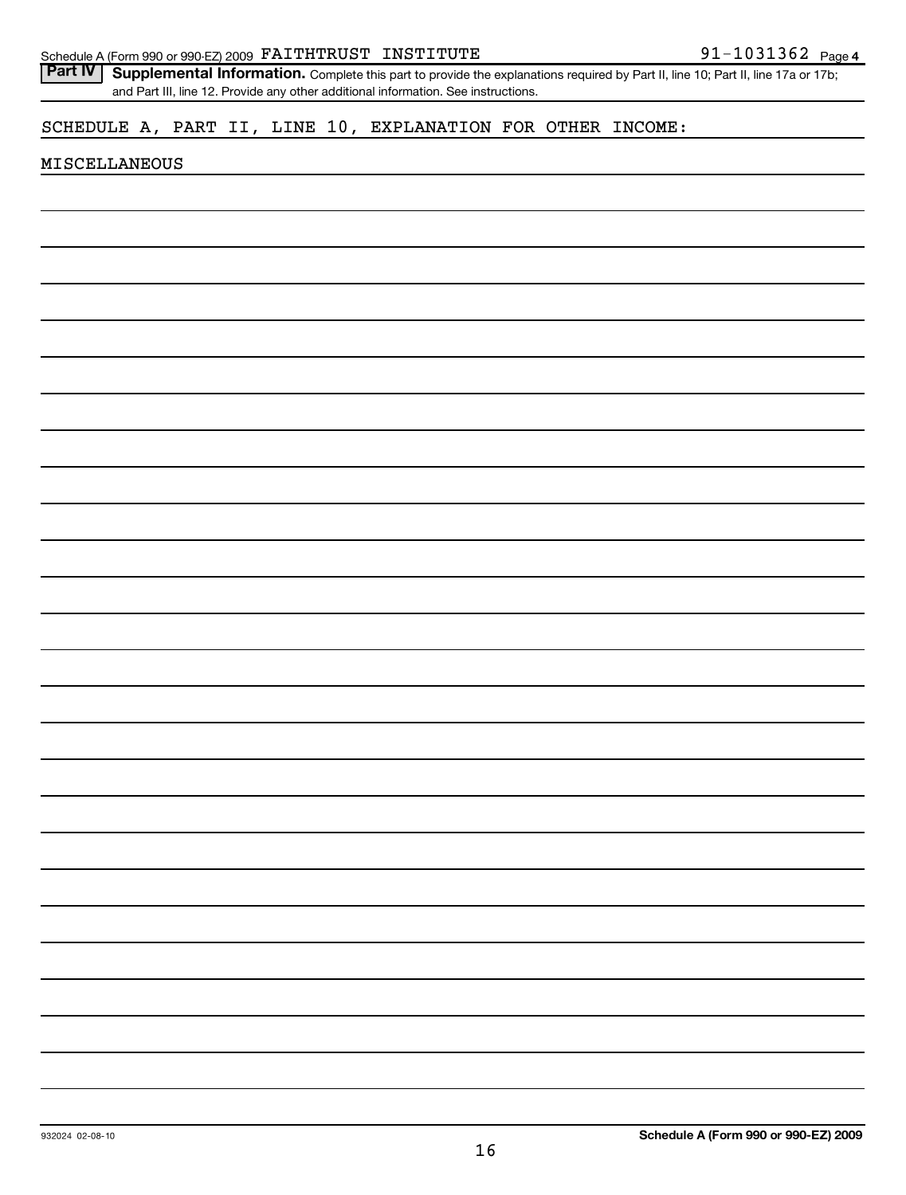Schedule A (Form 990 or 990-EZ) 2009 FAITHTRUST INSTITUTE 91-1031362 Page 4

**Part IV** **Supplemental Information.** Complete this part to provide the explanations required by Part II, line 10; Part II, line 17a or 17b; and Part III, line 12. Provide any other additional information. See instructions.

SCHEDULE A, PART II, LINE 10, EXPLANATION FOR OTHER INCOME:

MISCELLANEOUS

932024 02-08-10

**Schedule A (Form 990 or 990-EZ) 2009**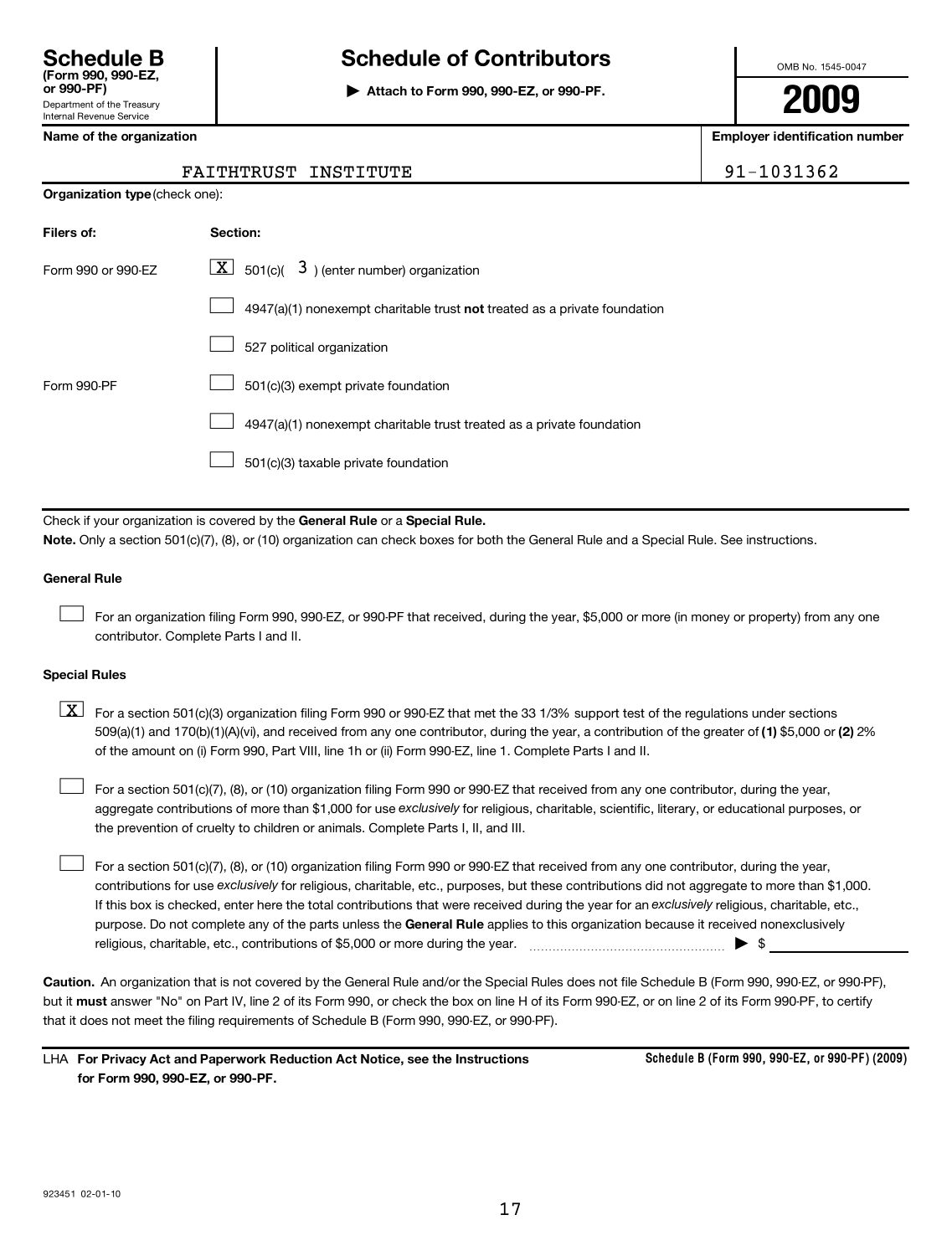**Schedule B**
**(Form 990, 990-EZ, or 990-PF)**
Department of the Treasury
Internal Revenue Service

# Schedule of Contributors

▶ **Attach to Form 990, 990-EZ, or 990-PF.**

OMB No. 1545-0047

**2009**

| Name of the organization | Employer identification number |
|---|---|
| FAITHTRUST INSTITUTE | 91-1031362 |

**Organization type** (check one):

| Filers of: | Section: |
|---|---|
| Form 990 or 990-EZ | [X] 501(c)( 3 ) (enter number) organization |
| | [ ] 4947(a)(1) nonexempt charitable trust **not** treated as a private foundation |
| | [ ] 527 political organization |
| Form 990-PF | [ ] 501(c)(3) exempt private foundation |
| | [ ] 4947(a)(1) nonexempt charitable trust treated as a private foundation |
| | [ ] 501(c)(3) taxable private foundation |

Check if your organization is covered by the **General Rule** or a **Special Rule.**

**Note.** Only a section 501(c)(7), (8), or (10) organization can check boxes for both the General Rule and a Special Rule. See instructions.

**General Rule**

[ ] For an organization filing Form 990, 990-EZ, or 990-PF that received, during the year, $5,000 or more (in money or property) from any one contributor. Complete Parts I and II.

**Special Rules**

[X] For a section 501(c)(3) organization filing Form 990 or 990-EZ that met the 33 1/3% support test of the regulations under sections 509(a)(1) and 170(b)(1)(A)(vi), and received from any one contributor, during the year, a contribution of the greater of **(1)** $5,000 or **(2)** 2% of the amount on (i) Form 990, Part VIII, line 1h or (ii) Form 990-EZ, line 1. Complete Parts I and II.

[ ] For a section 501(c)(7), (8), or (10) organization filing Form 990 or 990-EZ that received from any one contributor, during the year, aggregate contributions of more than $1,000 for use *exclusively* for religious, charitable, scientific, literary, or educational purposes, or the prevention of cruelty to children or animals. Complete Parts I, II, and III.

[ ] For a section 501(c)(7), (8), or (10) organization filing Form 990 or 990-EZ that received from any one contributor, during the year, contributions for use *exclusively* for religious, charitable, etc., purposes, but these contributions did not aggregate to more than $1,000. If this box is checked, enter here the total contributions that were received during the year for an *exclusively* religious, charitable, etc., purpose. Do not complete any of the parts unless the **General Rule** applies to this organization because it received nonexclusively religious, charitable, etc., contributions of $5,000 or more during the year. ▶ $ ____________

**Caution.** An organization that is not covered by the General Rule and/or the Special Rules does not file Schedule B (Form 990, 990-EZ, or 990-PF), but it **must** answer "No" on Part IV, line 2 of its Form 990, or check the box on line H of its Form 990-EZ, or on line 2 of its Form 990-PF, to certify that it does not meet the filing requirements of Schedule B (Form 990, 990-EZ, or 990-PF).

LHA **For Privacy Act and Paperwork Reduction Act Notice, see the Instructions for Form 990, 990-EZ, or 990-PF.** **Schedule B (Form 990, 990-EZ, or 990-PF) (2009)**

923451 02-01-10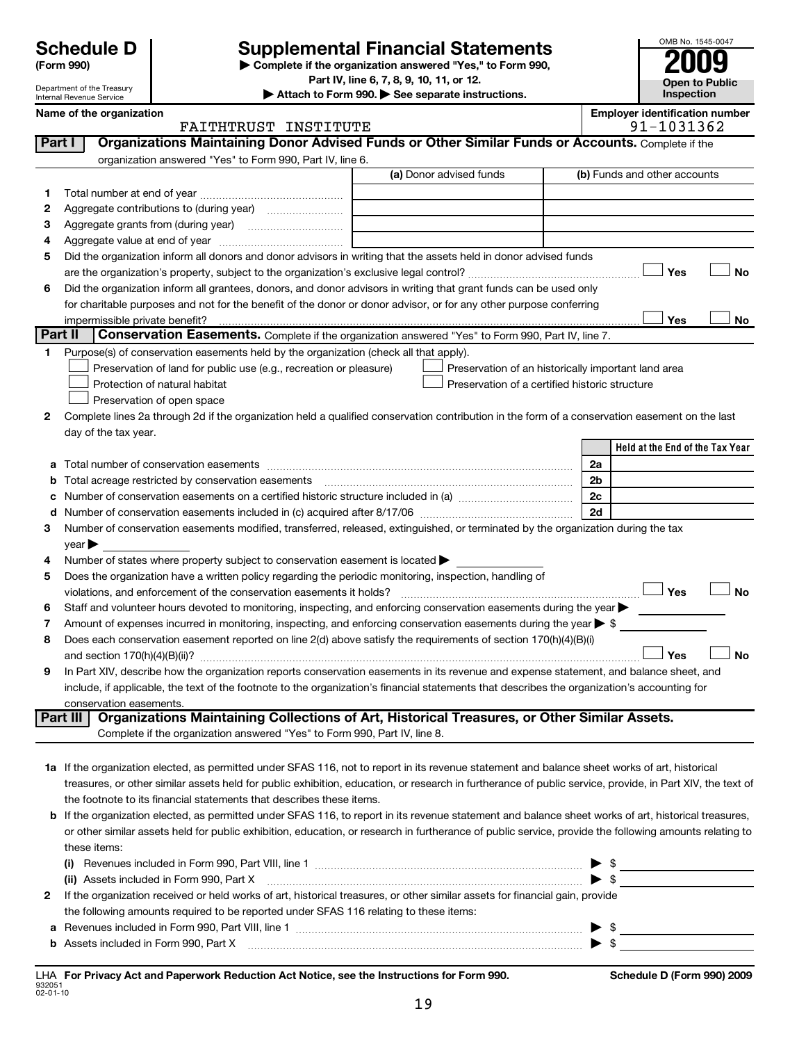# Schedule D (Form 990)

Department of the Treasury
Internal Revenue Service

## Supplemental Financial Statements

▶ Complete if the organization answered "Yes," to Form 990, Part IV, line 6, 7, 8, 9, 10, 11, or 12.

▶ Attach to Form 990. ▶ See separate instructions.

OMB No. 1545-0047

**2009**

**Open to Public Inspection**

**Name of the organization**
FAITHTRUST INSTITUTE

**Employer identification number**
91-1031362

## Part I Organizations Maintaining Donor Advised Funds or Other Similar Funds or Accounts.

Complete if the organization answered "Yes" to Form 990, Part IV, line 6.

| | | (a) Donor advised funds | (b) Funds and other accounts |
|---|---|---|---|
| 1 | Total number at end of year | | |
| 2 | Aggregate contributions to (during year) | | |
| 3 | Aggregate grants from (during year) | | |
| 4 | Aggregate value at end of year | | |

5 Did the organization inform all donors and donor advisors in writing that the assets held in donor advised funds are the organization's property, subject to the organization's exclusive legal control? ☐ Yes ☐ No

6 Did the organization inform all grantees, donors, and donor advisors in writing that grant funds can be used only for charitable purposes and not for the benefit of the donor or donor advisor, or for any other purpose conferring impermissible private benefit? ☐ Yes ☐ No

## Part II Conservation Easements.

Complete if the organization answered "Yes" to Form 990, Part IV, line 7.

1 Purpose(s) of conservation easements held by the organization (check all that apply).

- ☐ Preservation of land for public use (e.g., recreation or pleasure)
- ☐ Preservation of an historically important land area
- ☐ Protection of natural habitat
- ☐ Preservation of a certified historic structure
- ☐ Preservation of open space

2 Complete lines 2a through 2d if the organization held a qualified conservation contribution in the form of a conservation easement on the last day of the tax year.

| | | | Held at the End of the Tax Year |
|---|---|---|---|
| a | Total number of conservation easements | 2a | |
| b | Total acreage restricted by conservation easements | 2b | |
| c | Number of conservation easements on a certified historic structure included in (a) | 2c | |
| d | Number of conservation easements included in (c) acquired after 8/17/06 | 2d | |

3 Number of conservation easements modified, transferred, released, extinguished, or terminated by the organization during the tax year ▶

4 Number of states where property subject to conservation easement is located ▶

5 Does the organization have a written policy regarding the periodic monitoring, inspection, handling of violations, and enforcement of the conservation easements it holds? ☐ Yes ☐ No

6 Staff and volunteer hours devoted to monitoring, inspecting, and enforcing conservation easements during the year ▶

7 Amount of expenses incurred in monitoring, inspecting, and enforcing conservation easements during the year ▶ $

8 Does each conservation easement reported on line 2(d) above satisfy the requirements of section 170(h)(4)(B)(i) and section 170(h)(4)(B)(ii)? ☐ Yes ☐ No

9 In Part XIV, describe how the organization reports conservation easements in its revenue and expense statement, and balance sheet, and include, if applicable, the text of the footnote to the organization's financial statements that describes the organization's accounting for conservation easements.

## Part III Organizations Maintaining Collections of Art, Historical Treasures, or Other Similar Assets.

Complete if the organization answered "Yes" to Form 990, Part IV, line 8.

1a If the organization elected, as permitted under SFAS 116, not to report in its revenue statement and balance sheet works of art, historical treasures, or other similar assets held for public exhibition, education, or research in furtherance of public service, provide, in Part XIV, the text of the footnote to its financial statements that describes these items.

b If the organization elected, as permitted under SFAS 116, to report in its revenue statement and balance sheet works of art, historical treasures, or other similar assets held for public exhibition, education, or research in furtherance of public service, provide the following amounts relating to these items:

(i) Revenues included in Form 990, Part VIII, line 1 ▶ $

(ii) Assets included in Form 990, Part X ▶ $

2 If the organization received or held works of art, historical treasures, or other similar assets for financial gain, provide the following amounts required to be reported under SFAS 116 relating to these items:

a Revenues included in Form 990, Part VIII, line 1 ▶ $

b Assets included in Form 990, Part X ▶ $

LHA **For Privacy Act and Paperwork Reduction Act Notice, see the Instructions for Form 990.** **Schedule D (Form 990) 2009**

932051
02-01-10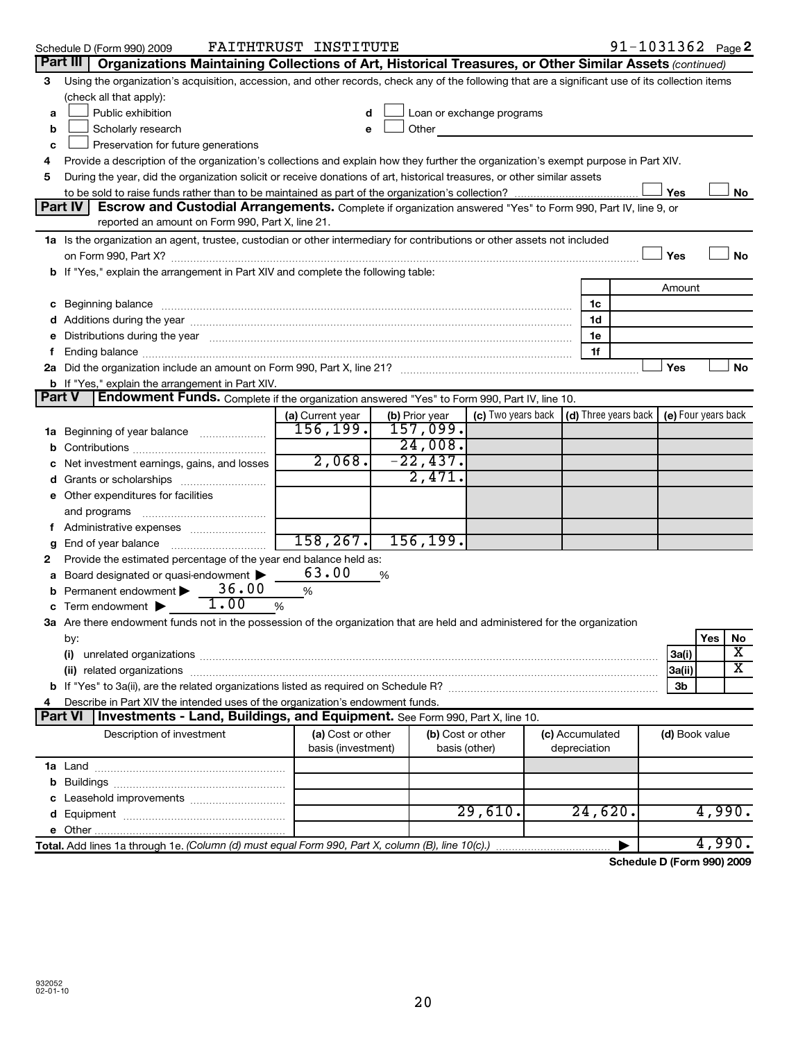Schedule D (Form 990) 2009 FAITHTRUST INSTITUTE 91-1031362 Page 2

## Part III Organizations Maintaining Collections of Art, Historical Treasures, or Other Similar Assets *(continued)*

3 Using the organization's acquisition, accession, and other records, check any of the following that are a significant use of its collection items (check all that apply):

a ☐ Public exhibition
b ☐ Scholarly research
c ☐ Preservation for future generations
d ☐ Loan or exchange programs
e ☐ Other

4 Provide a description of the organization's collections and explain how they further the organization's exempt purpose in Part XIV.

5 During the year, did the organization solicit or receive donations of art, historical treasures, or other similar assets to be sold to raise funds rather than to be maintained as part of the organization's collection? ☐ Yes ☐ No

## Part IV Escrow and Custodial Arrangements.

Complete if organization answered "Yes" to Form 990, Part IV, line 9, or reported an amount on Form 990, Part X, line 21.

1a Is the organization an agent, trustee, custodian or other intermediary for contributions or other assets not included on Form 990, Part X? ☐ Yes ☐ No

b If "Yes," explain the arrangement in Part XIV and complete the following table:

| | | Amount |
|---|---|---|
| c Beginning balance | 1c | |
| d Additions during the year | 1d | |
| e Distributions during the year | 1e | |
| f Ending balance | 1f | |

2a Did the organization include an amount on Form 990, Part X, line 21? ☐ Yes ☐ No

b If "Yes," explain the arrangement in Part XIV.

## Part V Endowment Funds.

Complete if the organization answered "Yes" to Form 990, Part IV, line 10.

| | (a) Current year | (b) Prior year | (c) Two years back | (d) Three years back | (e) Four years back |
|---|---|---|---|---|---|
| 1a Beginning of year balance | 156,199. | 157,099. | | | |
| b Contributions | | 24,008. | | | |
| c Net investment earnings, gains, and losses | 2,068. | -22,437. | | | |
| d Grants or scholarships | | 2,471. | | | |
| e Other expenditures for facilities and programs | | | | | |
| f Administrative expenses | | | | | |
| g End of year balance | 158,267. | 156,199. | | | |

2 Provide the estimated percentage of the year end balance held as:

a Board designated or quasi-endowment ▶ 63.00 %
b Permanent endowment ▶ 36.00 %
c Term endowment ▶ 1.00 %

3a Are there endowment funds not in the possession of the organization that are held and administered for the organization by:

| | | Yes | No |
|---|---|---|---|
| (i) unrelated organizations | 3a(i) | | X |
| (ii) related organizations | 3a(ii) | | X |
| b If "Yes" to 3a(ii), are the related organizations listed as required on Schedule R? | 3b | | |

4 Describe in Part XIV the intended uses of the organization's endowment funds.

## Part VI Investments - Land, Buildings, and Equipment.

See Form 990, Part X, line 10.

| Description of investment | (a) Cost or other basis (investment) | (b) Cost or other basis (other) | (c) Accumulated depreciation | (d) Book value |
|---|---|---|---|---|
| 1a Land | | | | |
| b Buildings | | | | |
| c Leasehold improvements | | | | |
| d Equipment | | 29,610. | 24,620. | 4,990. |
| e Other | | | | |
| **Total.** Add lines 1a through 1e. *(Column (d) must equal Form 990, Part X, column (B), line 10(c).)* ▶ | | | | 4,990. |

**Schedule D (Form 990) 2009**

932052
02-01-10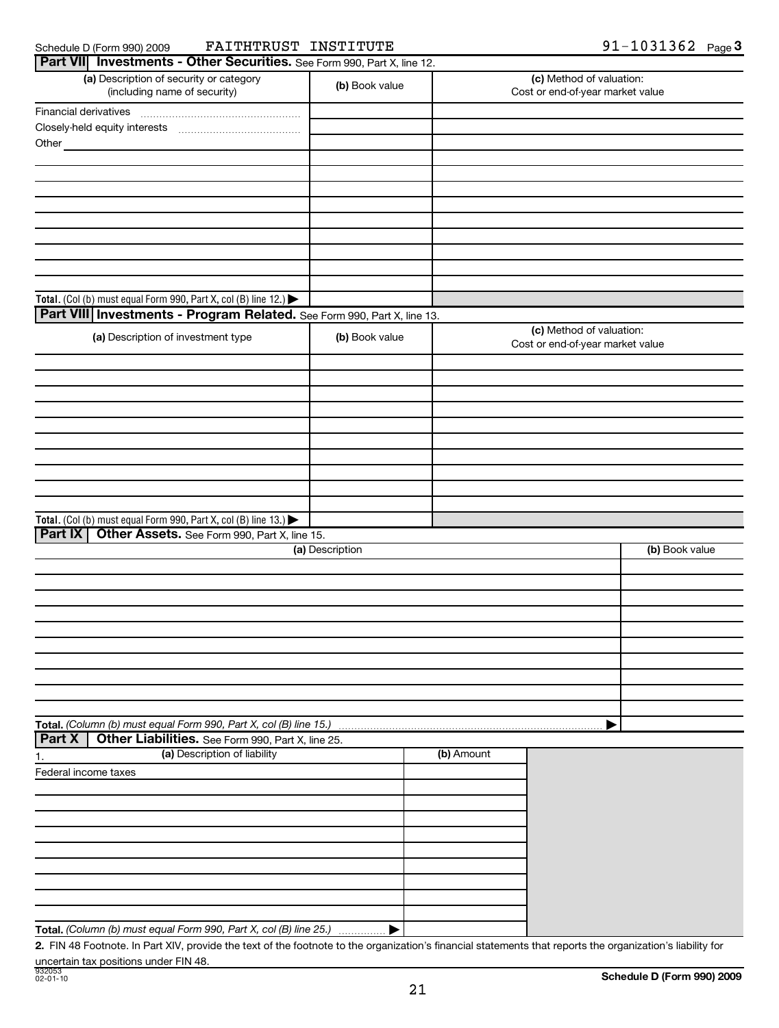Schedule D (Form 990) 2009 FAITHTRUST INSTITUTE 91-1031362 Page 3

## Part VII Investments - Other Securities. See Form 990, Part X, line 12.

| (a) Description of security or category (including name of security) | (b) Book value | (c) Method of valuation: Cost or end-of-year market value |
|---|---|---|
| Financial derivatives | | |
| Closely-held equity interests | | |
| Other | | |
| | | |
| | | |
| | | |
| | | |
| | | |
| | | |
| | | |
| | | |
| | | |
| **Total.** (Col (b) must equal Form 990, Part X, col (B) line 12.) ▶ | | |

## Part VIII Investments - Program Related. See Form 990, Part X, line 13.

| (a) Description of investment type | (b) Book value | (c) Method of valuation: Cost or end-of-year market value |
|---|---|---|
| | | |
| | | |
| | | |
| | | |
| | | |
| | | |
| | | |
| | | |
| | | |
| | | |
| **Total.** (Col (b) must equal Form 990, Part X, col (B) line 13.) ▶ | | |

## Part IX Other Assets. See Form 990, Part X, line 15.

| (a) Description | (b) Book value |
|---|---|
| | |
| | |
| | |
| | |
| | |
| | |
| | |
| | |
| | |
| | |
| **Total.** *(Column (b) must equal Form 990, Part X, col (B) line 15.)* ▶ | |

## Part X Other Liabilities. See Form 990, Part X, line 25.

| 1. (a) Description of liability | (b) Amount |
|---|---|
| Federal income taxes | |
| | |
| | |
| | |
| | |
| | |
| | |
| | |
| | |
| | |
| **Total.** *(Column (b) must equal Form 990, Part X, col (B) line 25.)* ▶ | |

**2.** FIN 48 Footnote. In Part XIV, provide the text of the footnote to the organization's financial statements that reports the organization's liability for uncertain tax positions under FIN 48.

932053 02-01-10

**Schedule D (Form 990) 2009**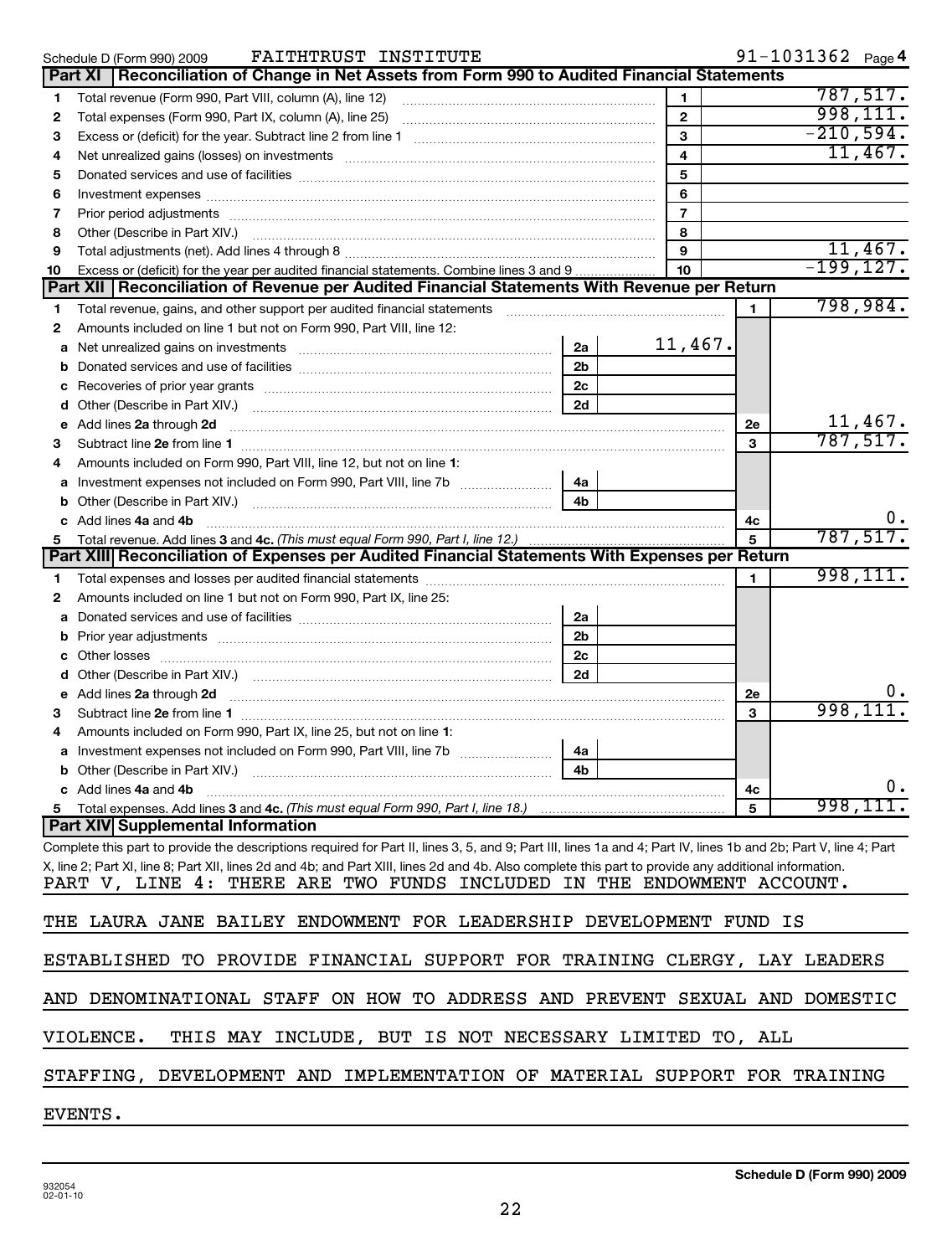Schedule D (Form 990) 2009 FAITHTRUST INSTITUTE 91-1031362 Page 4

## Part XI Reconciliation of Change in Net Assets from Form 990 to Audited Financial Statements

| | | | |
|---|---|---|---|
| 1 | Total revenue (Form 990, Part VIII, column (A), line 12) | 1 | 787,517. |
| 2 | Total expenses (Form 990, Part IX, column (A), line 25) | 2 | 998,111. |
| 3 | Excess or (deficit) for the year. Subtract line 2 from line 1 | 3 | -210,594. |
| 4 | Net unrealized gains (losses) on investments | 4 | 11,467. |
| 5 | Donated services and use of facilities | 5 | |
| 6 | Investment expenses | 6 | |
| 7 | Prior period adjustments | 7 | |
| 8 | Other (Describe in Part XIV.) | 8 | |
| 9 | Total adjustments (net). Add lines 4 through 8 | 9 | 11,467. |
| 10 | Excess or (deficit) for the year per audited financial statements. Combine lines 3 and 9 | 10 | -199,127. |

## Part XII Reconciliation of Revenue per Audited Financial Statements With Revenue per Return

| | | | | | |
|---|---|---|---|---|---|
| 1 | Total revenue, gains, and other support per audited financial statements | | | 1 | 798,984. |
| 2 | Amounts included on line 1 but not on Form 990, Part VIII, line 12: | | | | |
| a | Net unrealized gains on investments | 2a | 11,467. | | |
| b | Donated services and use of facilities | 2b | | | |
| c | Recoveries of prior year grants | 2c | | | |
| d | Other (Describe in Part XIV.) | 2d | | | |
| e | Add lines 2a through 2d | | | 2e | 11,467. |
| 3 | Subtract line 2e from line 1 | | | 3 | 787,517. |
| 4 | Amounts included on Form 990, Part VIII, line 12, but not on line 1: | | | | |
| a | Investment expenses not included on Form 990, Part VIII, line 7b | 4a | | | |
| b | Other (Describe in Part XIV.) | 4b | | | |
| c | Add lines 4a and 4b | | | 4c | 0. |
| 5 | Total revenue. Add lines 3 and 4c. *(This must equal Form 990, Part I, line 12.)* | | | 5 | 787,517. |

## Part XIII Reconciliation of Expenses per Audited Financial Statements With Expenses per Return

| | | | | | |
|---|---|---|---|---|---|
| 1 | Total expenses and losses per audited financial statements | | | 1 | 998,111. |
| 2 | Amounts included on line 1 but not on Form 990, Part IX, line 25: | | | | |
| a | Donated services and use of facilities | 2a | | | |
| b | Prior year adjustments | 2b | | | |
| c | Other losses | 2c | | | |
| d | Other (Describe in Part XIV.) | 2d | | | |
| e | Add lines 2a through 2d | | | 2e | 0. |
| 3 | Subtract line 2e from line 1 | | | 3 | 998,111. |
| 4 | Amounts included on Form 990, Part IX, line 25, but not on line 1: | | | | |
| a | Investment expenses not included on Form 990, Part VIII, line 7b | 4a | | | |
| b | Other (Describe in Part XIV.) | 4b | | | |
| c | Add lines 4a and 4b | | | 4c | 0. |
| 5 | Total expenses. Add lines 3 and 4c. *(This must equal Form 990, Part I, line 18.)* | | | 5 | 998,111. |

## Part XIV Supplemental Information

Complete this part to provide the descriptions required for Part II, lines 3, 5, and 9; Part III, lines 1a and 4; Part IV, lines 1b and 2b; Part V, line 4; Part X, line 2; Part XI, line 8; Part XII, lines 2d and 4b; and Part XIII, lines 2d and 4b. Also complete this part to provide any additional information.

PART V, LINE 4: THERE ARE TWO FUNDS INCLUDED IN THE ENDOWMENT ACCOUNT.

THE LAURA JANE BAILEY ENDOWMENT FOR LEADERSHIP DEVELOPMENT FUND IS ESTABLISHED TO PROVIDE FINANCIAL SUPPORT FOR TRAINING CLERGY, LAY LEADERS AND DENOMINATIONAL STAFF ON HOW TO ADDRESS AND PREVENT SEXUAL AND DOMESTIC VIOLENCE. THIS MAY INCLUDE, BUT IS NOT NECESSARY LIMITED TO, ALL STAFFING, DEVELOPMENT AND IMPLEMENTATION OF MATERIAL SUPPORT FOR TRAINING EVENTS.

932054 02-01-10

Schedule D (Form 990) 2009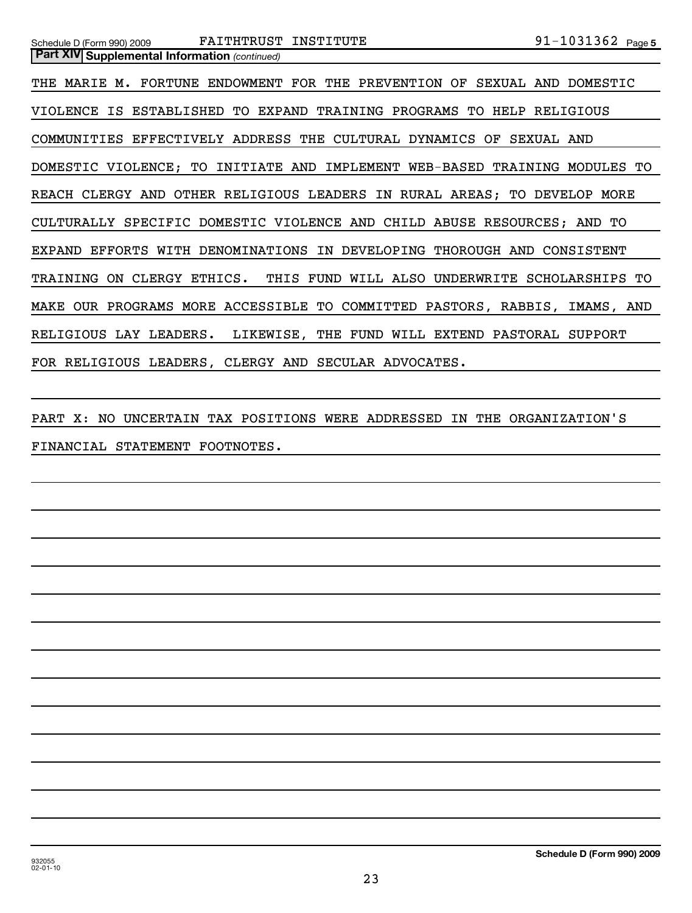**Part XIV Supplemental Information** *(continued)*

THE MARIE M. FORTUNE ENDOWMENT FOR THE PREVENTION OF SEXUAL AND DOMESTIC VIOLENCE IS ESTABLISHED TO EXPAND TRAINING PROGRAMS TO HELP RELIGIOUS COMMUNITIES EFFECTIVELY ADDRESS THE CULTURAL DYNAMICS OF SEXUAL AND DOMESTIC VIOLENCE; TO INITIATE AND IMPLEMENT WEB-BASED TRAINING MODULES TO REACH CLERGY AND OTHER RELIGIOUS LEADERS IN RURAL AREAS; TO DEVELOP MORE CULTURALLY SPECIFIC DOMESTIC VIOLENCE AND CHILD ABUSE RESOURCES; AND TO EXPAND EFFORTS WITH DENOMINATIONS IN DEVELOPING THOROUGH AND CONSISTENT TRAINING ON CLERGY ETHICS. THIS FUND WILL ALSO UNDERWRITE SCHOLARSHIPS TO MAKE OUR PROGRAMS MORE ACCESSIBLE TO COMMITTED PASTORS, RABBIS, IMAMS, AND RELIGIOUS LAY LEADERS. LIKEWISE, THE FUND WILL EXTEND PASTORAL SUPPORT FOR RELIGIOUS LEADERS, CLERGY AND SECULAR ADVOCATES.

PART X: NO UNCERTAIN TAX POSITIONS WERE ADDRESSED IN THE ORGANIZATION'S FINANCIAL STATEMENT FOOTNOTES.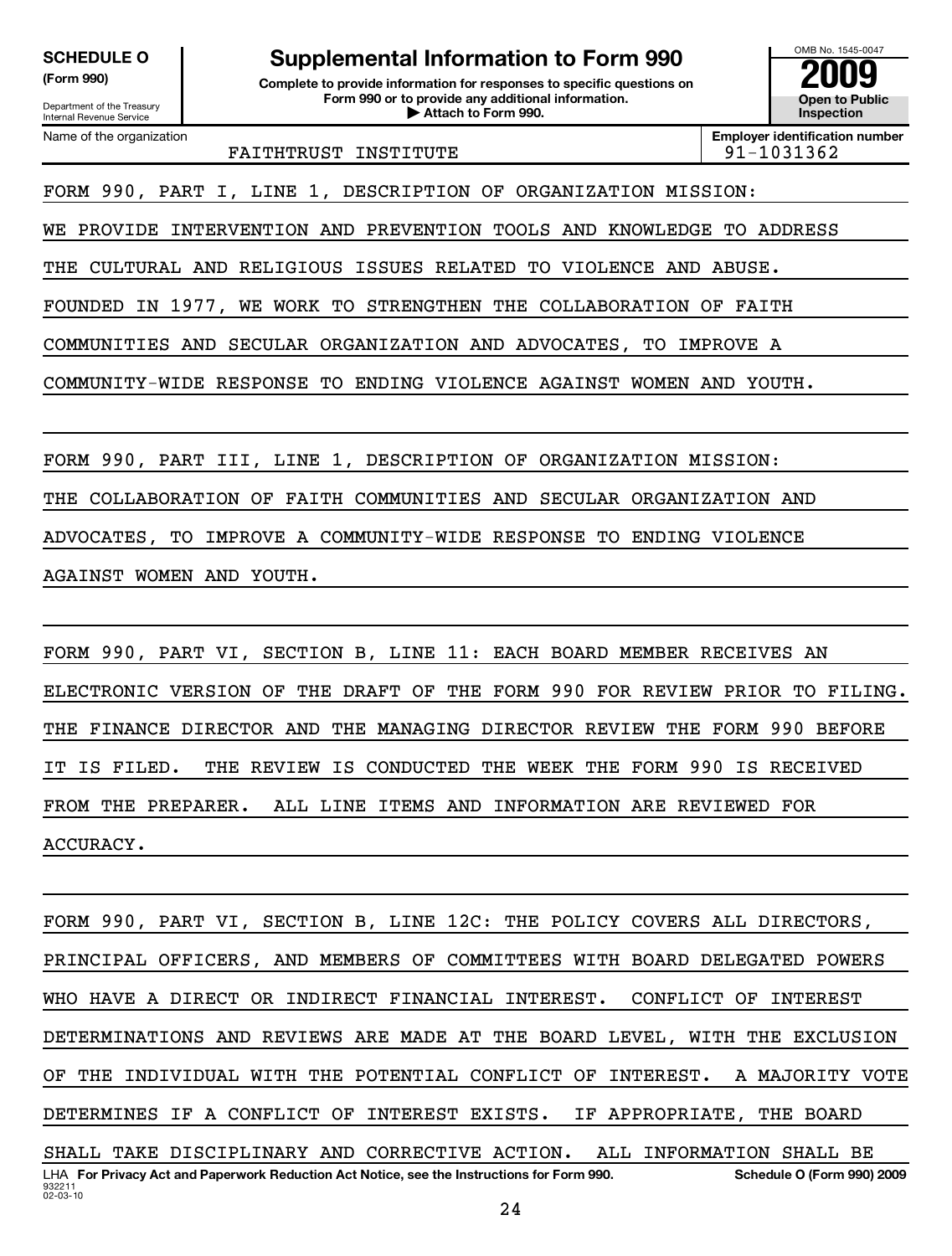**SCHEDULE O**
**(Form 990)**

Department of the Treasury
Internal Revenue Service

# Supplemental Information to Form 990

**Complete to provide information for responses to specific questions on Form 990 or to provide any additional information.**
**▶ Attach to Form 990.**

OMB No. 1545-0047
**2009**
**Open to Public Inspection**

| Name of the organization | Employer identification number |
| --- | --- |
| FAITHTRUST INSTITUTE | 91-1031362 |

FORM 990, PART I, LINE 1, DESCRIPTION OF ORGANIZATION MISSION:
WE PROVIDE INTERVENTION AND PREVENTION TOOLS AND KNOWLEDGE TO ADDRESS THE CULTURAL AND RELIGIOUS ISSUES RELATED TO VIOLENCE AND ABUSE. FOUNDED IN 1977, WE WORK TO STRENGTHEN THE COLLABORATION OF FAITH COMMUNITIES AND SECULAR ORGANIZATION AND ADVOCATES, TO IMPROVE A COMMUNITY-WIDE RESPONSE TO ENDING VIOLENCE AGAINST WOMEN AND YOUTH.

FORM 990, PART III, LINE 1, DESCRIPTION OF ORGANIZATION MISSION:
THE COLLABORATION OF FAITH COMMUNITIES AND SECULAR ORGANIZATION AND ADVOCATES, TO IMPROVE A COMMUNITY-WIDE RESPONSE TO ENDING VIOLENCE AGAINST WOMEN AND YOUTH.

FORM 990, PART VI, SECTION B, LINE 11: EACH BOARD MEMBER RECEIVES AN ELECTRONIC VERSION OF THE DRAFT OF THE FORM 990 FOR REVIEW PRIOR TO FILING. THE FINANCE DIRECTOR AND THE MANAGING DIRECTOR REVIEW THE FORM 990 BEFORE IT IS FILED. THE REVIEW IS CONDUCTED THE WEEK THE FORM 990 IS RECEIVED FROM THE PREPARER. ALL LINE ITEMS AND INFORMATION ARE REVIEWED FOR ACCURACY.

FORM 990, PART VI, SECTION B, LINE 12C: THE POLICY COVERS ALL DIRECTORS, PRINCIPAL OFFICERS, AND MEMBERS OF COMMITTEES WITH BOARD DELEGATED POWERS WHO HAVE A DIRECT OR INDIRECT FINANCIAL INTEREST. CONFLICT OF INTEREST DETERMINATIONS AND REVIEWS ARE MADE AT THE BOARD LEVEL, WITH THE EXCLUSION OF THE INDIVIDUAL WITH THE POTENTIAL CONFLICT OF INTEREST. A MAJORITY VOTE DETERMINES IF A CONFLICT OF INTEREST EXISTS. IF APPROPRIATE, THE BOARD SHALL TAKE DISCIPLINARY AND CORRECTIVE ACTION. ALL INFORMATION SHALL BE

LHA **For Privacy Act and Paperwork Reduction Act Notice, see the Instructions for Form 990.** **Schedule O (Form 990) 2009**
932211
02-03-10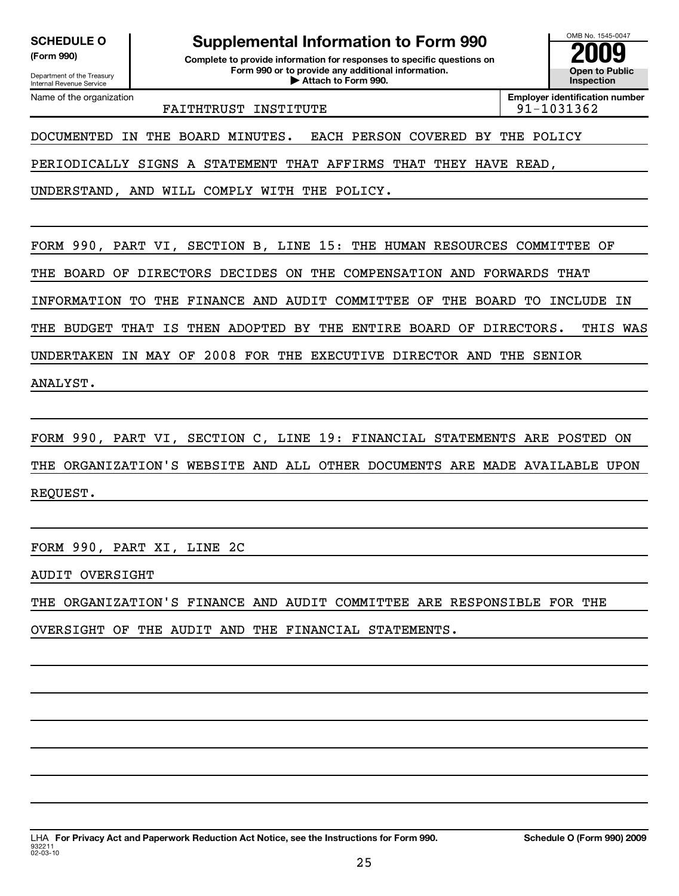**SCHEDULE O**
**(Form 990)**

Department of the Treasury
Internal Revenue Service

# Supplemental Information to Form 990

**Complete to provide information for responses to specific questions on Form 990 or to provide any additional information.**
**▶ Attach to Form 990.**

OMB No. 1545-0047

**2009**

**Open to Public Inspection**

Name of the organization: FAITHTRUST INSTITUTE

**Employer identification number** 91-1031362

DOCUMENTED IN THE BOARD MINUTES. EACH PERSON COVERED BY THE POLICY PERIODICALLY SIGNS A STATEMENT THAT AFFIRMS THAT THEY HAVE READ, UNDERSTAND, AND WILL COMPLY WITH THE POLICY.

FORM 990, PART VI, SECTION B, LINE 15: THE HUMAN RESOURCES COMMITTEE OF THE BOARD OF DIRECTORS DECIDES ON THE COMPENSATION AND FORWARDS THAT INFORMATION TO THE FINANCE AND AUDIT COMMITTEE OF THE BOARD TO INCLUDE IN THE BUDGET THAT IS THEN ADOPTED BY THE ENTIRE BOARD OF DIRECTORS. THIS WAS UNDERTAKEN IN MAY OF 2008 FOR THE EXECUTIVE DIRECTOR AND THE SENIOR ANALYST.

FORM 990, PART VI, SECTION C, LINE 19: FINANCIAL STATEMENTS ARE POSTED ON THE ORGANIZATION'S WEBSITE AND ALL OTHER DOCUMENTS ARE MADE AVAILABLE UPON REQUEST.

FORM 990, PART XI, LINE 2C

AUDIT OVERSIGHT

THE ORGANIZATION'S FINANCE AND AUDIT COMMITTEE ARE RESPONSIBLE FOR THE OVERSIGHT OF THE AUDIT AND THE FINANCIAL STATEMENTS.

LHA **For Privacy Act and Paperwork Reduction Act Notice, see the Instructions for Form 990.** **Schedule O (Form 990) 2009**
932211
02-03-10